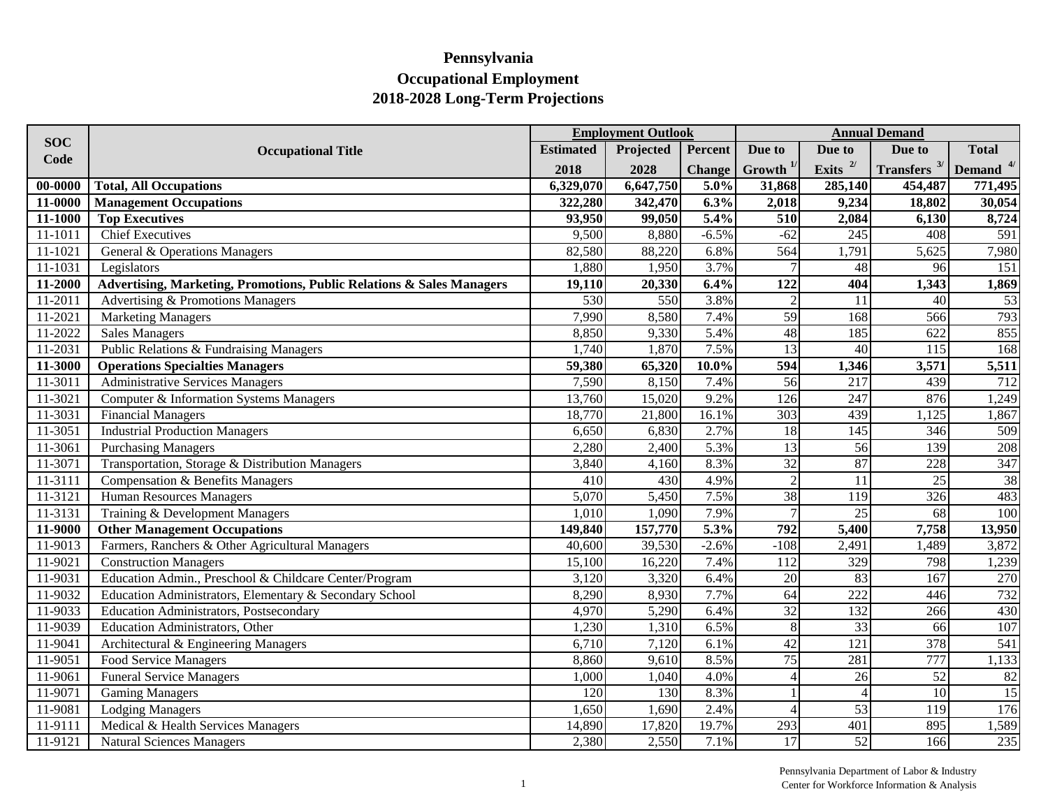# Pennsylvania
## Occupational Employment
## 2018-2028 Long-Term Projections

| SOC Code | Occupational Title | Employment Outlook | | | Annual Demand | | | |
|---|---|---|---|---|---|---|---|---|
| | | Estimated 2018 | Projected 2028 | Percent Change | Due to Growth [1/] | Due to Exits [2/] | Due to Transfers [3/] | Total Demand [4/] |
| **00-0000** | **Total, All Occupations** | **6,329,070** | **6,647,750** | **5.0%** | **31,868** | **285,140** | **454,487** | **771,495** |
| **11-0000** | **Management Occupations** | **322,280** | **342,470** | **6.3%** | **2,018** | **9,234** | **18,802** | **30,054** |
| **11-1000** | **Top Executives** | **93,950** | **99,050** | **5.4%** | **510** | **2,084** | **6,130** | **8,724** |
| 11-1011 | Chief Executives | 9,500 | 8,880 | -6.5% | -62 | 245 | 408 | 591 |
| 11-1021 | General & Operations Managers | 82,580 | 88,220 | 6.8% | 564 | 1,791 | 5,625 | 7,980 |
| 11-1031 | Legislators | 1,880 | 1,950 | 3.7% | 7 | 48 | 96 | 151 |
| **11-2000** | **Advertising, Marketing, Promotions, Public Relations & Sales Managers** | **19,110** | **20,330** | **6.4%** | **122** | **404** | **1,343** | **1,869** |
| 11-2011 | Advertising & Promotions Managers | 530 | 550 | 3.8% | 2 | 11 | 40 | 53 |
| 11-2021 | Marketing Managers | 7,990 | 8,580 | 7.4% | 59 | 168 | 566 | 793 |
| 11-2022 | Sales Managers | 8,850 | 9,330 | 5.4% | 48 | 185 | 622 | 855 |
| 11-2031 | Public Relations & Fundraising Managers | 1,740 | 1,870 | 7.5% | 13 | 40 | 115 | 168 |
| **11-3000** | **Operations Specialties Managers** | **59,380** | **65,320** | **10.0%** | **594** | **1,346** | **3,571** | **5,511** |
| 11-3011 | Administrative Services Managers | 7,590 | 8,150 | 7.4% | 56 | 217 | 439 | 712 |
| 11-3021 | Computer & Information Systems Managers | 13,760 | 15,020 | 9.2% | 126 | 247 | 876 | 1,249 |
| 11-3031 | Financial Managers | 18,770 | 21,800 | 16.1% | 303 | 439 | 1,125 | 1,867 |
| 11-3051 | Industrial Production Managers | 6,650 | 6,830 | 2.7% | 18 | 145 | 346 | 509 |
| 11-3061 | Purchasing Managers | 2,280 | 2,400 | 5.3% | 13 | 56 | 139 | 208 |
| 11-3071 | Transportation, Storage & Distribution Managers | 3,840 | 4,160 | 8.3% | 32 | 87 | 228 | 347 |
| 11-3111 | Compensation & Benefits Managers | 410 | 430 | 4.9% | 2 | 11 | 25 | 38 |
| 11-3121 | Human Resources Managers | 5,070 | 5,450 | 7.5% | 38 | 119 | 326 | 483 |
| 11-3131 | Training & Development Managers | 1,010 | 1,090 | 7.9% | 7 | 25 | 68 | 100 |
| **11-9000** | **Other Management Occupations** | **149,840** | **157,770** | **5.3%** | **792** | **5,400** | **7,758** | **13,950** |
| 11-9013 | Farmers, Ranchers & Other Agricultural Managers | 40,600 | 39,530 | -2.6% | -108 | 2,491 | 1,489 | 3,872 |
| 11-9021 | Construction Managers | 15,100 | 16,220 | 7.4% | 112 | 329 | 798 | 1,239 |
| 11-9031 | Education Admin., Preschool & Childcare Center/Program | 3,120 | 3,320 | 6.4% | 20 | 83 | 167 | 270 |
| 11-9032 | Education Administrators, Elementary & Secondary School | 8,290 | 8,930 | 7.7% | 64 | 222 | 446 | 732 |
| 11-9033 | Education Administrators, Postsecondary | 4,970 | 5,290 | 6.4% | 32 | 132 | 266 | 430 |
| 11-9039 | Education Administrators, Other | 1,230 | 1,310 | 6.5% | 8 | 33 | 66 | 107 |
| 11-9041 | Architectural & Engineering Managers | 6,710 | 7,120 | 6.1% | 42 | 121 | 378 | 541 |
| 11-9051 | Food Service Managers | 8,860 | 9,610 | 8.5% | 75 | 281 | 777 | 1,133 |
| 11-9061 | Funeral Service Managers | 1,000 | 1,040 | 4.0% | 4 | 26 | 52 | 82 |
| 11-9071 | Gaming Managers | 120 | 130 | 8.3% | 1 | 4 | 10 | 15 |
| 11-9081 | Lodging Managers | 1,650 | 1,690 | 2.4% | 4 | 53 | 119 | 176 |
| 11-9111 | Medical & Health Services Managers | 14,890 | 17,820 | 19.7% | 293 | 401 | 895 | 1,589 |
| 11-9121 | Natural Sciences Managers | 2,380 | 2,550 | 7.1% | 17 | 52 | 166 | 235 |

Pennsylvania Department of Labor & Industry
Center for Workforce Information & Analysis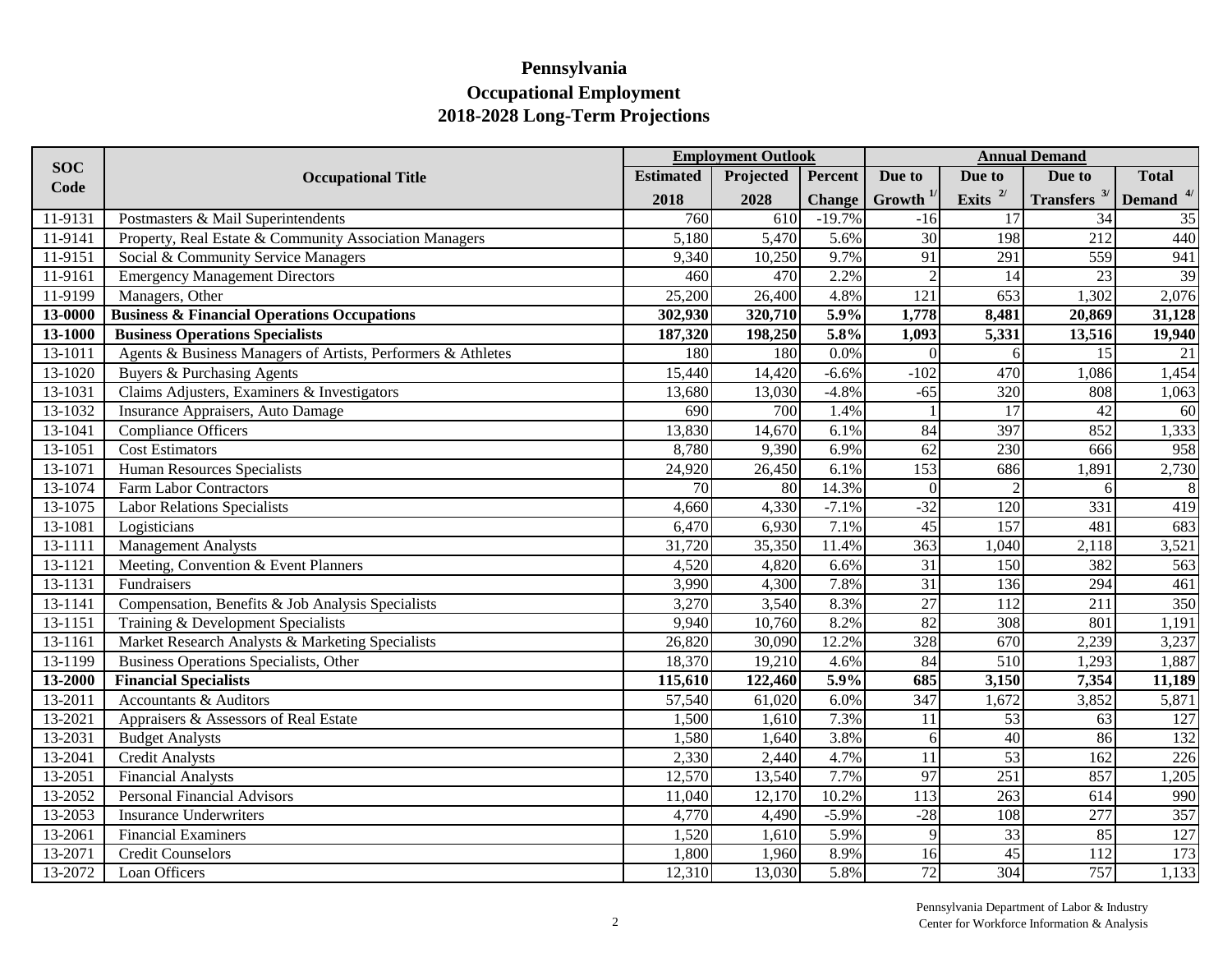# Pennsylvania

## Occupational Employment

## 2018-2028 Long-Term Projections

| SOC Code | Occupational Title | Employment Outlook | | | Annual Demand | | | |
|---|---|---|---|---|---|---|---|---|
| | | Estimated 2018 | Projected 2028 | Percent Change | Due to Growth [1/] | Due to Exits [2/] | Due to Transfers [3/] | Total Demand [4/] |
| 11-9131 | Postmasters & Mail Superintendents | 760 | 610 | -19.7% | -16 | 17 | 34 | 35 |
| 11-9141 | Property, Real Estate & Community Association Managers | 5,180 | 5,470 | 5.6% | 30 | 198 | 212 | 440 |
| 11-9151 | Social & Community Service Managers | 9,340 | 10,250 | 9.7% | 91 | 291 | 559 | 941 |
| 11-9161 | Emergency Management Directors | 460 | 470 | 2.2% | 2 | 14 | 23 | 39 |
| 11-9199 | Managers, Other | 25,200 | 26,400 | 4.8% | 121 | 653 | 1,302 | 2,076 |
| **13-0000** | **Business & Financial Operations Occupations** | **302,930** | **320,710** | **5.9%** | **1,778** | **8,481** | **20,869** | **31,128** |
| **13-1000** | **Business Operations Specialists** | **187,320** | **198,250** | **5.8%** | **1,093** | **5,331** | **13,516** | **19,940** |
| 13-1011 | Agents & Business Managers of Artists, Performers & Athletes | 180 | 180 | 0.0% | 0 | 6 | 15 | 21 |
| 13-1020 | Buyers & Purchasing Agents | 15,440 | 14,420 | -6.6% | -102 | 470 | 1,086 | 1,454 |
| 13-1031 | Claims Adjusters, Examiners & Investigators | 13,680 | 13,030 | -4.8% | -65 | 320 | 808 | 1,063 |
| 13-1032 | Insurance Appraisers, Auto Damage | 690 | 700 | 1.4% | 1 | 17 | 42 | 60 |
| 13-1041 | Compliance Officers | 13,830 | 14,670 | 6.1% | 84 | 397 | 852 | 1,333 |
| 13-1051 | Cost Estimators | 8,780 | 9,390 | 6.9% | 62 | 230 | 666 | 958 |
| 13-1071 | Human Resources Specialists | 24,920 | 26,450 | 6.1% | 153 | 686 | 1,891 | 2,730 |
| 13-1074 | Farm Labor Contractors | 70 | 80 | 14.3% | 0 | 2 | 6 | 8 |
| 13-1075 | Labor Relations Specialists | 4,660 | 4,330 | -7.1% | -32 | 120 | 331 | 419 |
| 13-1081 | Logisticians | 6,470 | 6,930 | 7.1% | 45 | 157 | 481 | 683 |
| 13-1111 | Management Analysts | 31,720 | 35,350 | 11.4% | 363 | 1,040 | 2,118 | 3,521 |
| 13-1121 | Meeting, Convention & Event Planners | 4,520 | 4,820 | 6.6% | 31 | 150 | 382 | 563 |
| 13-1131 | Fundraisers | 3,990 | 4,300 | 7.8% | 31 | 136 | 294 | 461 |
| 13-1141 | Compensation, Benefits & Job Analysis Specialists | 3,270 | 3,540 | 8.3% | 27 | 112 | 211 | 350 |
| 13-1151 | Training & Development Specialists | 9,940 | 10,760 | 8.2% | 82 | 308 | 801 | 1,191 |
| 13-1161 | Market Research Analysts & Marketing Specialists | 26,820 | 30,090 | 12.2% | 328 | 670 | 2,239 | 3,237 |
| 13-1199 | Business Operations Specialists, Other | 18,370 | 19,210 | 4.6% | 84 | 510 | 1,293 | 1,887 |
| **13-2000** | **Financial Specialists** | **115,610** | **122,460** | **5.9%** | **685** | **3,150** | **7,354** | **11,189** |
| 13-2011 | Accountants & Auditors | 57,540 | 61,020 | 6.0% | 347 | 1,672 | 3,852 | 5,871 |
| 13-2021 | Appraisers & Assessors of Real Estate | 1,500 | 1,610 | 7.3% | 11 | 53 | 63 | 127 |
| 13-2031 | Budget Analysts | 1,580 | 1,640 | 3.8% | 6 | 40 | 86 | 132 |
| 13-2041 | Credit Analysts | 2,330 | 2,440 | 4.7% | 11 | 53 | 162 | 226 |
| 13-2051 | Financial Analysts | 12,570 | 13,540 | 7.7% | 97 | 251 | 857 | 1,205 |
| 13-2052 | Personal Financial Advisors | 11,040 | 12,170 | 10.2% | 113 | 263 | 614 | 990 |
| 13-2053 | Insurance Underwriters | 4,770 | 4,490 | -5.9% | -28 | 108 | 277 | 357 |
| 13-2061 | Financial Examiners | 1,520 | 1,610 | 5.9% | 9 | 33 | 85 | 127 |
| 13-2071 | Credit Counselors | 1,800 | 1,960 | 8.9% | 16 | 45 | 112 | 173 |
| 13-2072 | Loan Officers | 12,310 | 13,030 | 5.8% | 72 | 304 | 757 | 1,133 |

Pennsylvania Department of Labor & Industry
Center for Workforce Information & Analysis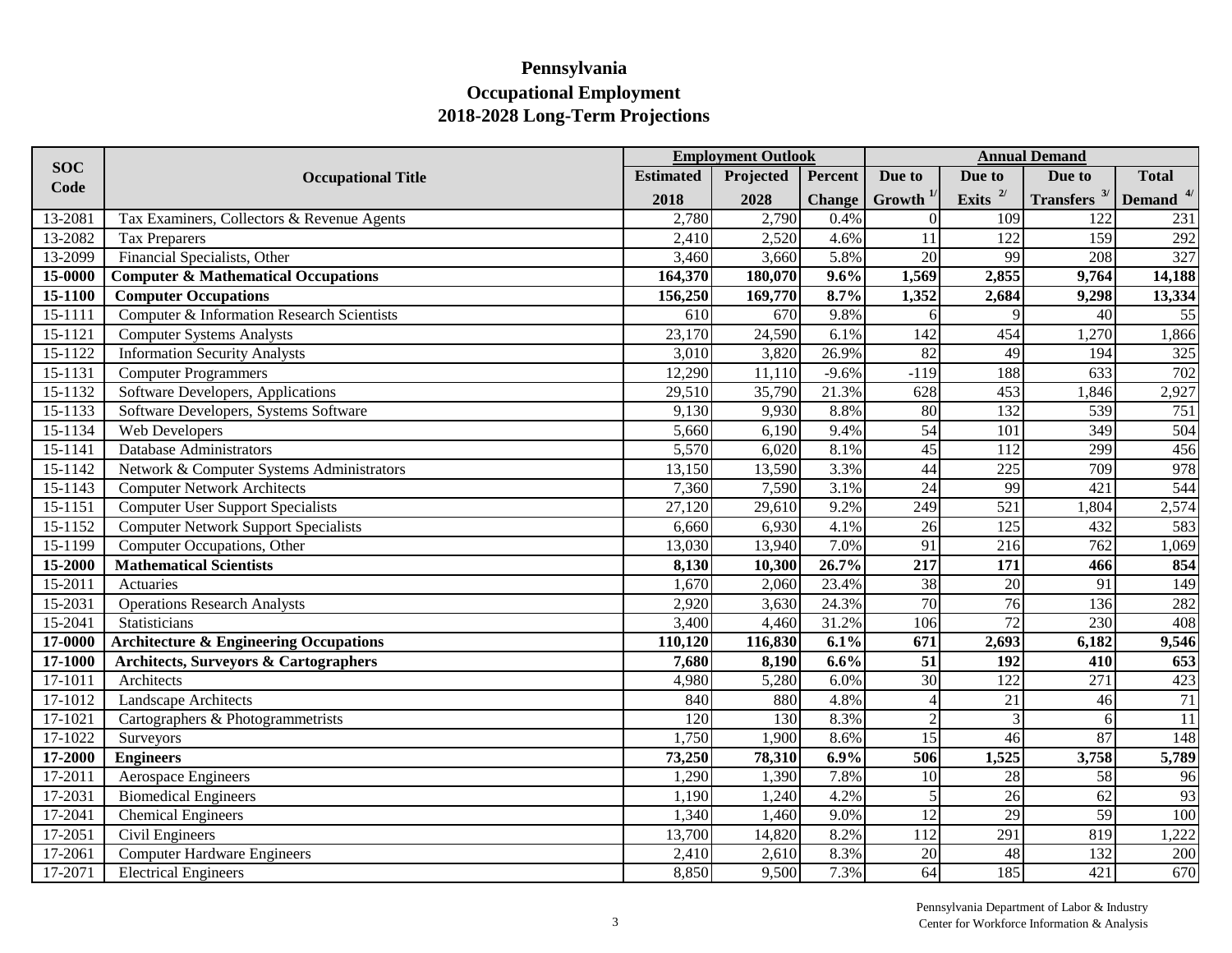# Pennsylvania
## Occupational Employment
## 2018-2028 Long-Term Projections

| SOC Code | Occupational Title | Employment Outlook | | | Annual Demand | | | |
|---|---|---|---|---|---|---|---|---|
| | | Estimated 2018 | Projected 2028 | Percent Change | Due to Growth [1/] | Due to Exits [2/] | Due to Transfers [3/] | Total Demand [4/] |
| 13-2081 | Tax Examiners, Collectors & Revenue Agents | 2,780 | 2,790 | 0.4% | 0 | 109 | 122 | 231 |
| 13-2082 | Tax Preparers | 2,410 | 2,520 | 4.6% | 11 | 122 | 159 | 292 |
| 13-2099 | Financial Specialists, Other | 3,460 | 3,660 | 5.8% | 20 | 99 | 208 | 327 |
| **15-0000** | **Computer & Mathematical Occupations** | **164,370** | **180,070** | **9.6%** | **1,569** | **2,855** | **9,764** | **14,188** |
| **15-1100** | **Computer Occupations** | **156,250** | **169,770** | **8.7%** | **1,352** | **2,684** | **9,298** | **13,334** |
| 15-1111 | Computer & Information Research Scientists | 610 | 670 | 9.8% | 6 | 9 | 40 | 55 |
| 15-1121 | Computer Systems Analysts | 23,170 | 24,590 | 6.1% | 142 | 454 | 1,270 | 1,866 |
| 15-1122 | Information Security Analysts | 3,010 | 3,820 | 26.9% | 82 | 49 | 194 | 325 |
| 15-1131 | Computer Programmers | 12,290 | 11,110 | -9.6% | -119 | 188 | 633 | 702 |
| 15-1132 | Software Developers, Applications | 29,510 | 35,790 | 21.3% | 628 | 453 | 1,846 | 2,927 |
| 15-1133 | Software Developers, Systems Software | 9,130 | 9,930 | 8.8% | 80 | 132 | 539 | 751 |
| 15-1134 | Web Developers | 5,660 | 6,190 | 9.4% | 54 | 101 | 349 | 504 |
| 15-1141 | Database Administrators | 5,570 | 6,020 | 8.1% | 45 | 112 | 299 | 456 |
| 15-1142 | Network & Computer Systems Administrators | 13,150 | 13,590 | 3.3% | 44 | 225 | 709 | 978 |
| 15-1143 | Computer Network Architects | 7,360 | 7,590 | 3.1% | 24 | 99 | 421 | 544 |
| 15-1151 | Computer User Support Specialists | 27,120 | 29,610 | 9.2% | 249 | 521 | 1,804 | 2,574 |
| 15-1152 | Computer Network Support Specialists | 6,660 | 6,930 | 4.1% | 26 | 125 | 432 | 583 |
| 15-1199 | Computer Occupations, Other | 13,030 | 13,940 | 7.0% | 91 | 216 | 762 | 1,069 |
| **15-2000** | **Mathematical Scientists** | **8,130** | **10,300** | **26.7%** | **217** | **171** | **466** | **854** |
| 15-2011 | Actuaries | 1,670 | 2,060 | 23.4% | 38 | 20 | 91 | 149 |
| 15-2031 | Operations Research Analysts | 2,920 | 3,630 | 24.3% | 70 | 76 | 136 | 282 |
| 15-2041 | Statisticians | 3,400 | 4,460 | 31.2% | 106 | 72 | 230 | 408 |
| **17-0000** | **Architecture & Engineering Occupations** | **110,120** | **116,830** | **6.1%** | **671** | **2,693** | **6,182** | **9,546** |
| **17-1000** | **Architects, Surveyors & Cartographers** | **7,680** | **8,190** | **6.6%** | **51** | **192** | **410** | **653** |
| 17-1011 | Architects | 4,980 | 5,280 | 6.0% | 30 | 122 | 271 | 423 |
| 17-1012 | Landscape Architects | 840 | 880 | 4.8% | 4 | 21 | 46 | 71 |
| 17-1021 | Cartographers & Photogrammetrists | 120 | 130 | 8.3% | 2 | 3 | 6 | 11 |
| 17-1022 | Surveyors | 1,750 | 1,900 | 8.6% | 15 | 46 | 87 | 148 |
| **17-2000** | **Engineers** | **73,250** | **78,310** | **6.9%** | **506** | **1,525** | **3,758** | **5,789** |
| 17-2011 | Aerospace Engineers | 1,290 | 1,390 | 7.8% | 10 | 28 | 58 | 96 |
| 17-2031 | Biomedical Engineers | 1,190 | 1,240 | 4.2% | 5 | 26 | 62 | 93 |
| 17-2041 | Chemical Engineers | 1,340 | 1,460 | 9.0% | 12 | 29 | 59 | 100 |
| 17-2051 | Civil Engineers | 13,700 | 14,820 | 8.2% | 112 | 291 | 819 | 1,222 |
| 17-2061 | Computer Hardware Engineers | 2,410 | 2,610 | 8.3% | 20 | 48 | 132 | 200 |
| 17-2071 | Electrical Engineers | 8,850 | 9,500 | 7.3% | 64 | 185 | 421 | 670 |

Pennsylvania Department of Labor & Industry
Center for Workforce Information & Analysis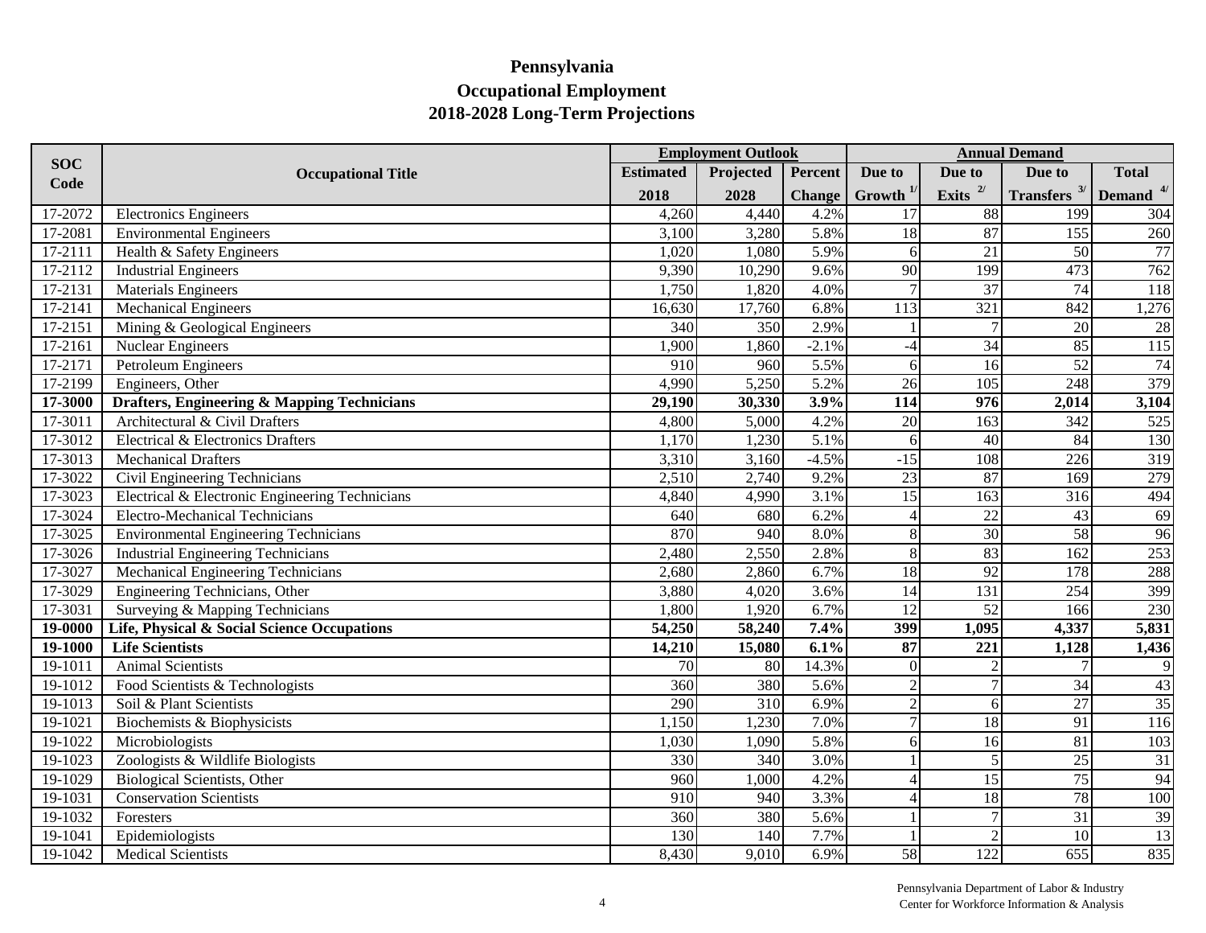# Pennsylvania
## Occupational Employment
## 2018-2028 Long-Term Projections

| SOC Code | Occupational Title | Employment Outlook | | | Annual Demand | | | |
|---|---|---|---|---|---|---|---|---|
| | | Estimated 2018 | Projected 2028 | Percent Change | Due to Growth [1/] | Due to Exits [2/] | Due to Transfers [3/] | Total Demand [4/] |
| 17-2072 | Electronics Engineers | 4,260 | 4,440 | 4.2% | 17 | 88 | 199 | 304 |
| 17-2081 | Environmental Engineers | 3,100 | 3,280 | 5.8% | 18 | 87 | 155 | 260 |
| 17-2111 | Health & Safety Engineers | 1,020 | 1,080 | 5.9% | 6 | 21 | 50 | 77 |
| 17-2112 | Industrial Engineers | 9,390 | 10,290 | 9.6% | 90 | 199 | 473 | 762 |
| 17-2131 | Materials Engineers | 1,750 | 1,820 | 4.0% | 7 | 37 | 74 | 118 |
| 17-2141 | Mechanical Engineers | 16,630 | 17,760 | 6.8% | 113 | 321 | 842 | 1,276 |
| 17-2151 | Mining & Geological Engineers | 340 | 350 | 2.9% | 1 | 7 | 20 | 28 |
| 17-2161 | Nuclear Engineers | 1,900 | 1,860 | -2.1% | -4 | 34 | 85 | 115 |
| 17-2171 | Petroleum Engineers | 910 | 960 | 5.5% | 6 | 16 | 52 | 74 |
| 17-2199 | Engineers, Other | 4,990 | 5,250 | 5.2% | 26 | 105 | 248 | 379 |
| **17-3000** | **Drafters, Engineering & Mapping Technicians** | **29,190** | **30,330** | **3.9%** | **114** | **976** | **2,014** | **3,104** |
| 17-3011 | Architectural & Civil Drafters | 4,800 | 5,000 | 4.2% | 20 | 163 | 342 | 525 |
| 17-3012 | Electrical & Electronics Drafters | 1,170 | 1,230 | 5.1% | 6 | 40 | 84 | 130 |
| 17-3013 | Mechanical Drafters | 3,310 | 3,160 | -4.5% | -15 | 108 | 226 | 319 |
| 17-3022 | Civil Engineering Technicians | 2,510 | 2,740 | 9.2% | 23 | 87 | 169 | 279 |
| 17-3023 | Electrical & Electronic Engineering Technicians | 4,840 | 4,990 | 3.1% | 15 | 163 | 316 | 494 |
| 17-3024 | Electro-Mechanical Technicians | 640 | 680 | 6.2% | 4 | 22 | 43 | 69 |
| 17-3025 | Environmental Engineering Technicians | 870 | 940 | 8.0% | 8 | 30 | 58 | 96 |
| 17-3026 | Industrial Engineering Technicians | 2,480 | 2,550 | 2.8% | 8 | 83 | 162 | 253 |
| 17-3027 | Mechanical Engineering Technicians | 2,680 | 2,860 | 6.7% | 18 | 92 | 178 | 288 |
| 17-3029 | Engineering Technicians, Other | 3,880 | 4,020 | 3.6% | 14 | 131 | 254 | 399 |
| 17-3031 | Surveying & Mapping Technicians | 1,800 | 1,920 | 6.7% | 12 | 52 | 166 | 230 |
| **19-0000** | **Life, Physical & Social Science Occupations** | **54,250** | **58,240** | **7.4%** | **399** | **1,095** | **4,337** | **5,831** |
| **19-1000** | **Life Scientists** | **14,210** | **15,080** | **6.1%** | **87** | **221** | **1,128** | **1,436** |
| 19-1011 | Animal Scientists | 70 | 80 | 14.3% | 0 | 2 | 7 | 9 |
| 19-1012 | Food Scientists & Technologists | 360 | 380 | 5.6% | 2 | 7 | 34 | 43 |
| 19-1013 | Soil & Plant Scientists | 290 | 310 | 6.9% | 2 | 6 | 27 | 35 |
| 19-1021 | Biochemists & Biophysicists | 1,150 | 1,230 | 7.0% | 7 | 18 | 91 | 116 |
| 19-1022 | Microbiologists | 1,030 | 1,090 | 5.8% | 6 | 16 | 81 | 103 |
| 19-1023 | Zoologists & Wildlife Biologists | 330 | 340 | 3.0% | 1 | 5 | 25 | 31 |
| 19-1029 | Biological Scientists, Other | 960 | 1,000 | 4.2% | 4 | 15 | 75 | 94 |
| 19-1031 | Conservation Scientists | 910 | 940 | 3.3% | 4 | 18 | 78 | 100 |
| 19-1032 | Foresters | 360 | 380 | 5.6% | 1 | 7 | 31 | 39 |
| 19-1041 | Epidemiologists | 130 | 140 | 7.7% | 1 | 2 | 10 | 13 |
| 19-1042 | Medical Scientists | 8,430 | 9,010 | 6.9% | 58 | 122 | 655 | 835 |

Pennsylvania Department of Labor & Industry
Center for Workforce Information & Analysis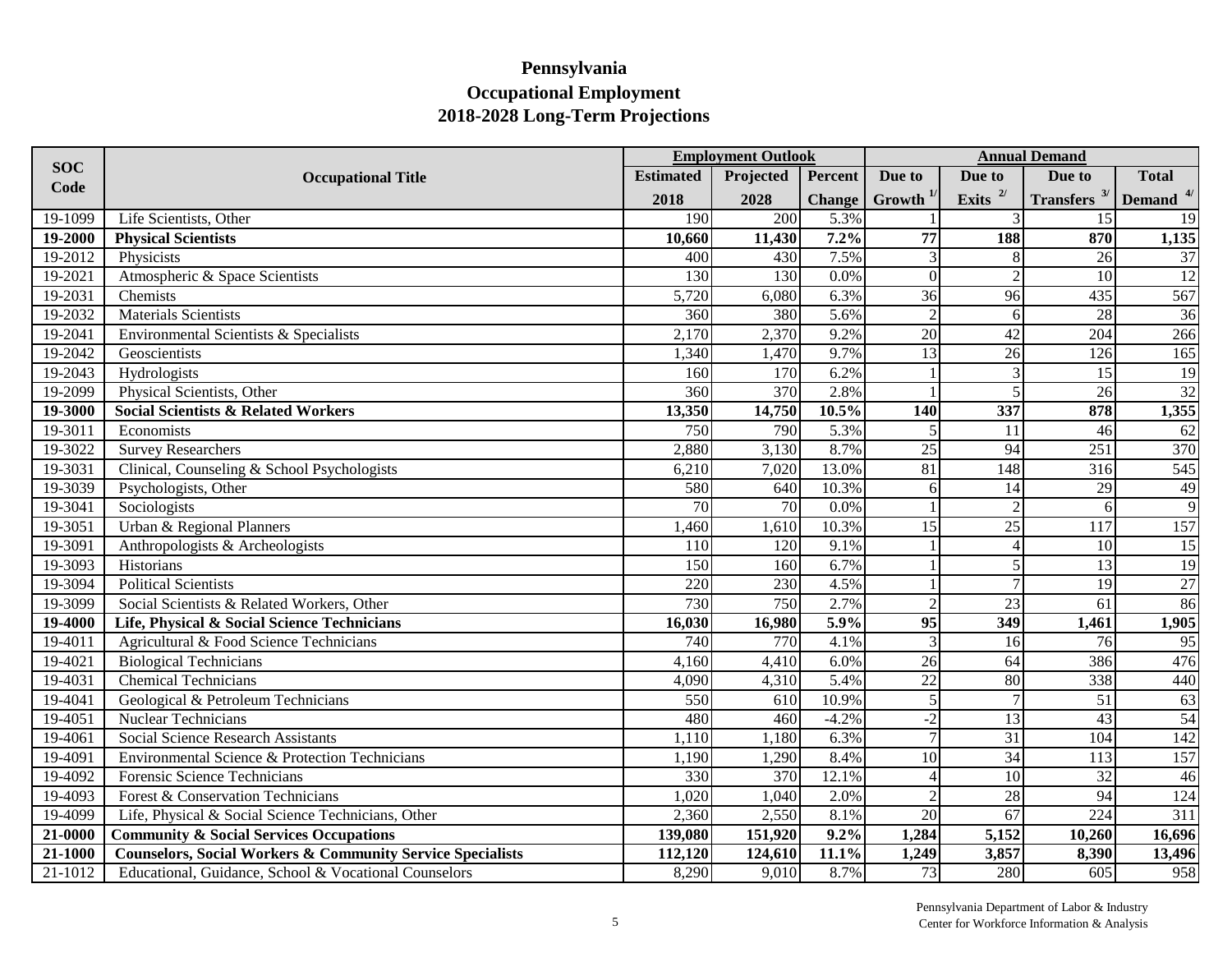# Pennsylvania
## Occupational Employment
## 2018-2028 Long-Term Projections

| SOC Code | Occupational Title | Employment Outlook | | | Annual Demand | | | |
|---|---|---|---|---|---|---|---|---|
| | | Estimated 2018 | Projected 2028 | Percent Change | Due to Growth [1/] | Due to Exits [2/] | Due to Transfers [3/] | Total Demand [4/] |
| 19-1099 | Life Scientists, Other | 190 | 200 | 5.3% | 1 | 3 | 15 | 19 |
| **19-2000** | **Physical Scientists** | **10,660** | **11,430** | **7.2%** | **77** | **188** | **870** | **1,135** |
| 19-2012 | Physicists | 400 | 430 | 7.5% | 3 | 8 | 26 | 37 |
| 19-2021 | Atmospheric & Space Scientists | 130 | 130 | 0.0% | 0 | 2 | 10 | 12 |
| 19-2031 | Chemists | 5,720 | 6,080 | 6.3% | 36 | 96 | 435 | 567 |
| 19-2032 | Materials Scientists | 360 | 380 | 5.6% | 2 | 6 | 28 | 36 |
| 19-2041 | Environmental Scientists & Specialists | 2,170 | 2,370 | 9.2% | 20 | 42 | 204 | 266 |
| 19-2042 | Geoscientists | 1,340 | 1,470 | 9.7% | 13 | 26 | 126 | 165 |
| 19-2043 | Hydrologists | 160 | 170 | 6.2% | 1 | 3 | 15 | 19 |
| 19-2099 | Physical Scientists, Other | 360 | 370 | 2.8% | 1 | 5 | 26 | 32 |
| **19-3000** | **Social Scientists & Related Workers** | **13,350** | **14,750** | **10.5%** | **140** | **337** | **878** | **1,355** |
| 19-3011 | Economists | 750 | 790 | 5.3% | 5 | 11 | 46 | 62 |
| 19-3022 | Survey Researchers | 2,880 | 3,130 | 8.7% | 25 | 94 | 251 | 370 |
| 19-3031 | Clinical, Counseling & School Psychologists | 6,210 | 7,020 | 13.0% | 81 | 148 | 316 | 545 |
| 19-3039 | Psychologists, Other | 580 | 640 | 10.3% | 6 | 14 | 29 | 49 |
| 19-3041 | Sociologists | 70 | 70 | 0.0% | 1 | 2 | 6 | 9 |
| 19-3051 | Urban & Regional Planners | 1,460 | 1,610 | 10.3% | 15 | 25 | 117 | 157 |
| 19-3091 | Anthropologists & Archeologists | 110 | 120 | 9.1% | 1 | 4 | 10 | 15 |
| 19-3093 | Historians | 150 | 160 | 6.7% | 1 | 5 | 13 | 19 |
| 19-3094 | Political Scientists | 220 | 230 | 4.5% | 1 | 7 | 19 | 27 |
| 19-3099 | Social Scientists & Related Workers, Other | 730 | 750 | 2.7% | 2 | 23 | 61 | 86 |
| **19-4000** | **Life, Physical & Social Science Technicians** | **16,030** | **16,980** | **5.9%** | **95** | **349** | **1,461** | **1,905** |
| 19-4011 | Agricultural & Food Science Technicians | 740 | 770 | 4.1% | 3 | 16 | 76 | 95 |
| 19-4021 | Biological Technicians | 4,160 | 4,410 | 6.0% | 26 | 64 | 386 | 476 |
| 19-4031 | Chemical Technicians | 4,090 | 4,310 | 5.4% | 22 | 80 | 338 | 440 |
| 19-4041 | Geological & Petroleum Technicians | 550 | 610 | 10.9% | 5 | 7 | 51 | 63 |
| 19-4051 | Nuclear Technicians | 480 | 460 | -4.2% | -2 | 13 | 43 | 54 |
| 19-4061 | Social Science Research Assistants | 1,110 | 1,180 | 6.3% | 7 | 31 | 104 | 142 |
| 19-4091 | Environmental Science & Protection Technicians | 1,190 | 1,290 | 8.4% | 10 | 34 | 113 | 157 |
| 19-4092 | Forensic Science Technicians | 330 | 370 | 12.1% | 4 | 10 | 32 | 46 |
| 19-4093 | Forest & Conservation Technicians | 1,020 | 1,040 | 2.0% | 2 | 28 | 94 | 124 |
| 19-4099 | Life, Physical & Social Science Technicians, Other | 2,360 | 2,550 | 8.1% | 20 | 67 | 224 | 311 |
| **21-0000** | **Community & Social Services Occupations** | **139,080** | **151,920** | **9.2%** | **1,284** | **5,152** | **10,260** | **16,696** |
| **21-1000** | **Counselors, Social Workers & Community Service Specialists** | **112,120** | **124,610** | **11.1%** | **1,249** | **3,857** | **8,390** | **13,496** |
| 21-1012 | Educational, Guidance, School & Vocational Counselors | 8,290 | 9,010 | 8.7% | 73 | 280 | 605 | 958 |

Pennsylvania Department of Labor & Industry
Center for Workforce Information & Analysis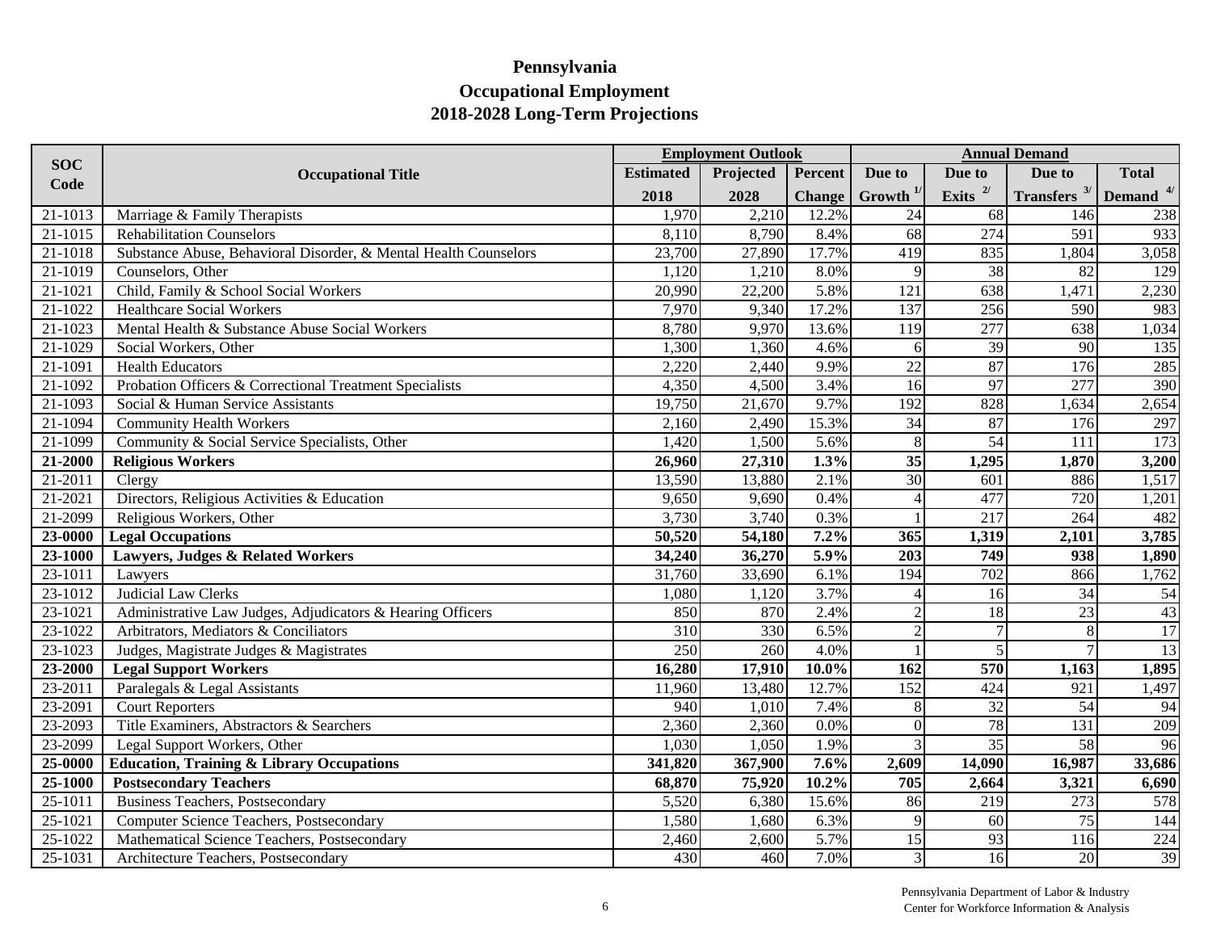# Pennsylvania
## Occupational Employment
## 2018-2028 Long-Term Projections

| SOC Code | Occupational Title | Employment Outlook | | | Annual Demand | | | |
|---|---|---|---|---|---|---|---|---|
| | | Estimated 2018 | Projected 2028 | Percent Change | Due to Growth [1/] | Due to Exits [2/] | Due to Transfers [3/] | Total Demand [4/] |
| 21-1013 | Marriage & Family Therapists | 1,970 | 2,210 | 12.2% | 24 | 68 | 146 | 238 |
| 21-1015 | Rehabilitation Counselors | 8,110 | 8,790 | 8.4% | 68 | 274 | 591 | 933 |
| 21-1018 | Substance Abuse, Behavioral Disorder, & Mental Health Counselors | 23,700 | 27,890 | 17.7% | 419 | 835 | 1,804 | 3,058 |
| 21-1019 | Counselors, Other | 1,120 | 1,210 | 8.0% | 9 | 38 | 82 | 129 |
| 21-1021 | Child, Family & School Social Workers | 20,990 | 22,200 | 5.8% | 121 | 638 | 1,471 | 2,230 |
| 21-1022 | Healthcare Social Workers | 7,970 | 9,340 | 17.2% | 137 | 256 | 590 | 983 |
| 21-1023 | Mental Health & Substance Abuse Social Workers | 8,780 | 9,970 | 13.6% | 119 | 277 | 638 | 1,034 |
| 21-1029 | Social Workers, Other | 1,300 | 1,360 | 4.6% | 6 | 39 | 90 | 135 |
| 21-1091 | Health Educators | 2,220 | 2,440 | 9.9% | 22 | 87 | 176 | 285 |
| 21-1092 | Probation Officers & Correctional Treatment Specialists | 4,350 | 4,500 | 3.4% | 16 | 97 | 277 | 390 |
| 21-1093 | Social & Human Service Assistants | 19,750 | 21,670 | 9.7% | 192 | 828 | 1,634 | 2,654 |
| 21-1094 | Community Health Workers | 2,160 | 2,490 | 15.3% | 34 | 87 | 176 | 297 |
| 21-1099 | Community & Social Service Specialists, Other | 1,420 | 1,500 | 5.6% | 8 | 54 | 111 | 173 |
| **21-2000** | **Religious Workers** | **26,960** | **27,310** | **1.3%** | **35** | **1,295** | **1,870** | **3,200** |
| 21-2011 | Clergy | 13,590 | 13,880 | 2.1% | 30 | 601 | 886 | 1,517 |
| 21-2021 | Directors, Religious Activities & Education | 9,650 | 9,690 | 0.4% | 4 | 477 | 720 | 1,201 |
| 21-2099 | Religious Workers, Other | 3,730 | 3,740 | 0.3% | 1 | 217 | 264 | 482 |
| **23-0000** | **Legal Occupations** | **50,520** | **54,180** | **7.2%** | **365** | **1,319** | **2,101** | **3,785** |
| **23-1000** | **Lawyers, Judges & Related Workers** | **34,240** | **36,270** | **5.9%** | **203** | **749** | **938** | **1,890** |
| 23-1011 | Lawyers | 31,760 | 33,690 | 6.1% | 194 | 702 | 866 | 1,762 |
| 23-1012 | Judicial Law Clerks | 1,080 | 1,120 | 3.7% | 4 | 16 | 34 | 54 |
| 23-1021 | Administrative Law Judges, Adjudicators & Hearing Officers | 850 | 870 | 2.4% | 2 | 18 | 23 | 43 |
| 23-1022 | Arbitrators, Mediators & Conciliators | 310 | 330 | 6.5% | 2 | 7 | 8 | 17 |
| 23-1023 | Judges, Magistrate Judges & Magistrates | 250 | 260 | 4.0% | 1 | 5 | 7 | 13 |
| **23-2000** | **Legal Support Workers** | **16,280** | **17,910** | **10.0%** | **162** | **570** | **1,163** | **1,895** |
| 23-2011 | Paralegals & Legal Assistants | 11,960 | 13,480 | 12.7% | 152 | 424 | 921 | 1,497 |
| 23-2091 | Court Reporters | 940 | 1,010 | 7.4% | 8 | 32 | 54 | 94 |
| 23-2093 | Title Examiners, Abstractors & Searchers | 2,360 | 2,360 | 0.0% | 0 | 78 | 131 | 209 |
| 23-2099 | Legal Support Workers, Other | 1,030 | 1,050 | 1.9% | 3 | 35 | 58 | 96 |
| **25-0000** | **Education, Training & Library Occupations** | **341,820** | **367,900** | **7.6%** | **2,609** | **14,090** | **16,987** | **33,686** |
| **25-1000** | **Postsecondary Teachers** | **68,870** | **75,920** | **10.2%** | **705** | **2,664** | **3,321** | **6,690** |
| 25-1011 | Business Teachers, Postsecondary | 5,520 | 6,380 | 15.6% | 86 | 219 | 273 | 578 |
| 25-1021 | Computer Science Teachers, Postsecondary | 1,580 | 1,680 | 6.3% | 9 | 60 | 75 | 144 |
| 25-1022 | Mathematical Science Teachers, Postsecondary | 2,460 | 2,600 | 5.7% | 15 | 93 | 116 | 224 |
| 25-1031 | Architecture Teachers, Postsecondary | 430 | 460 | 7.0% | 3 | 16 | 20 | 39 |

Pennsylvania Department of Labor & Industry
Center for Workforce Information & Analysis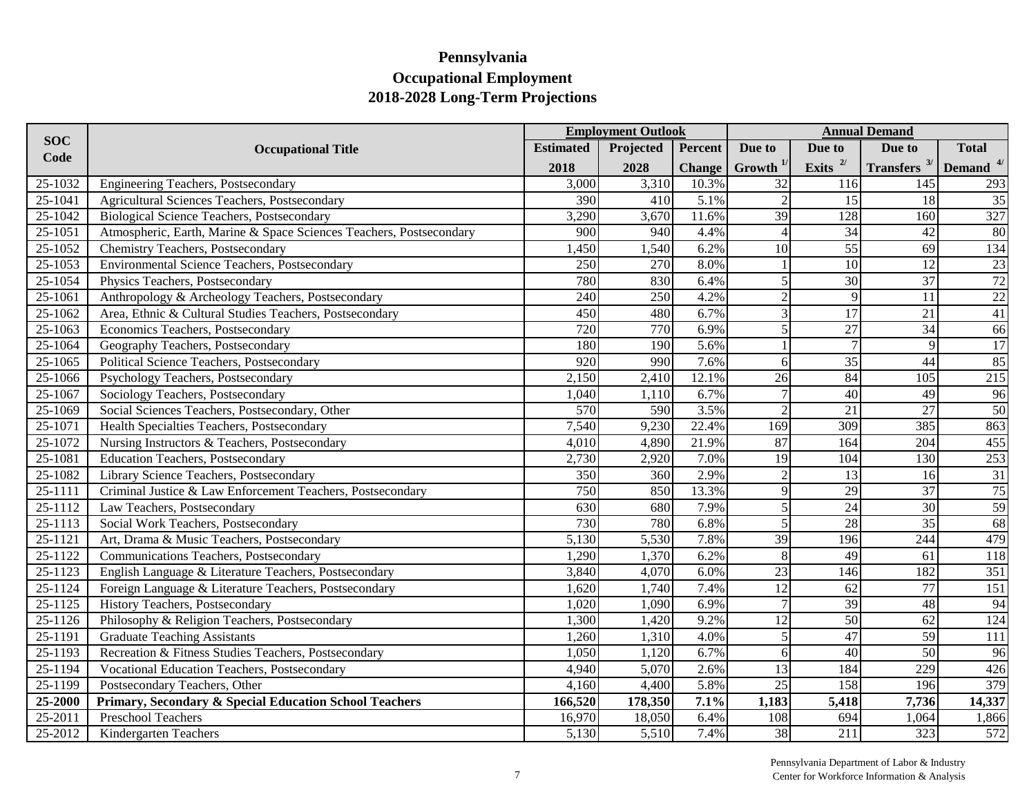# Pennsylvania
## Occupational Employment
## 2018-2028 Long-Term Projections

| SOC Code | Occupational Title | Employment Outlook | | | Annual Demand | | | |
|---|---|---|---|---|---|---|---|---|
| | | Estimated 2018 | Projected 2028 | Percent Change | Due to Growth [1/] | Due to Exits [2/] | Due to Transfers [3/] | Total Demand [4/] |
| 25-1032 | Engineering Teachers, Postsecondary | 3,000 | 3,310 | 10.3% | 32 | 116 | 145 | 293 |
| 25-1041 | Agricultural Sciences Teachers, Postsecondary | 390 | 410 | 5.1% | 2 | 15 | 18 | 35 |
| 25-1042 | Biological Science Teachers, Postsecondary | 3,290 | 3,670 | 11.6% | 39 | 128 | 160 | 327 |
| 25-1051 | Atmospheric, Earth, Marine & Space Sciences Teachers, Postsecondary | 900 | 940 | 4.4% | 4 | 34 | 42 | 80 |
| 25-1052 | Chemistry Teachers, Postsecondary | 1,450 | 1,540 | 6.2% | 10 | 55 | 69 | 134 |
| 25-1053 | Environmental Science Teachers, Postsecondary | 250 | 270 | 8.0% | 1 | 10 | 12 | 23 |
| 25-1054 | Physics Teachers, Postsecondary | 780 | 830 | 6.4% | 5 | 30 | 37 | 72 |
| 25-1061 | Anthropology & Archeology Teachers, Postsecondary | 240 | 250 | 4.2% | 2 | 9 | 11 | 22 |
| 25-1062 | Area, Ethnic & Cultural Studies Teachers, Postsecondary | 450 | 480 | 6.7% | 3 | 17 | 21 | 41 |
| 25-1063 | Economics Teachers, Postsecondary | 720 | 770 | 6.9% | 5 | 27 | 34 | 66 |
| 25-1064 | Geography Teachers, Postsecondary | 180 | 190 | 5.6% | 1 | 7 | 9 | 17 |
| 25-1065 | Political Science Teachers, Postsecondary | 920 | 990 | 7.6% | 6 | 35 | 44 | 85 |
| 25-1066 | Psychology Teachers, Postsecondary | 2,150 | 2,410 | 12.1% | 26 | 84 | 105 | 215 |
| 25-1067 | Sociology Teachers, Postsecondary | 1,040 | 1,110 | 6.7% | 7 | 40 | 49 | 96 |
| 25-1069 | Social Sciences Teachers, Postsecondary, Other | 570 | 590 | 3.5% | 2 | 21 | 27 | 50 |
| 25-1071 | Health Specialties Teachers, Postsecondary | 7,540 | 9,230 | 22.4% | 169 | 309 | 385 | 863 |
| 25-1072 | Nursing Instructors & Teachers, Postsecondary | 4,010 | 4,890 | 21.9% | 87 | 164 | 204 | 455 |
| 25-1081 | Education Teachers, Postsecondary | 2,730 | 2,920 | 7.0% | 19 | 104 | 130 | 253 |
| 25-1082 | Library Science Teachers, Postsecondary | 350 | 360 | 2.9% | 2 | 13 | 16 | 31 |
| 25-1111 | Criminal Justice & Law Enforcement Teachers, Postsecondary | 750 | 850 | 13.3% | 9 | 29 | 37 | 75 |
| 25-1112 | Law Teachers, Postsecondary | 630 | 680 | 7.9% | 5 | 24 | 30 | 59 |
| 25-1113 | Social Work Teachers, Postsecondary | 730 | 780 | 6.8% | 5 | 28 | 35 | 68 |
| 25-1121 | Art, Drama & Music Teachers, Postsecondary | 5,130 | 5,530 | 7.8% | 39 | 196 | 244 | 479 |
| 25-1122 | Communications Teachers, Postsecondary | 1,290 | 1,370 | 6.2% | 8 | 49 | 61 | 118 |
| 25-1123 | English Language & Literature Teachers, Postsecondary | 3,840 | 4,070 | 6.0% | 23 | 146 | 182 | 351 |
| 25-1124 | Foreign Language & Literature Teachers, Postsecondary | 1,620 | 1,740 | 7.4% | 12 | 62 | 77 | 151 |
| 25-1125 | History Teachers, Postsecondary | 1,020 | 1,090 | 6.9% | 7 | 39 | 48 | 94 |
| 25-1126 | Philosophy & Religion Teachers, Postsecondary | 1,300 | 1,420 | 9.2% | 12 | 50 | 62 | 124 |
| 25-1191 | Graduate Teaching Assistants | 1,260 | 1,310 | 4.0% | 5 | 47 | 59 | 111 |
| 25-1193 | Recreation & Fitness Studies Teachers, Postsecondary | 1,050 | 1,120 | 6.7% | 6 | 40 | 50 | 96 |
| 25-1194 | Vocational Education Teachers, Postsecondary | 4,940 | 5,070 | 2.6% | 13 | 184 | 229 | 426 |
| 25-1199 | Postsecondary Teachers, Other | 4,160 | 4,400 | 5.8% | 25 | 158 | 196 | 379 |
| **25-2000** | **Primary, Secondary & Special Education School Teachers** | **166,520** | **178,350** | **7.1%** | **1,183** | **5,418** | **7,736** | **14,337** |
| 25-2011 | Preschool Teachers | 16,970 | 18,050 | 6.4% | 108 | 694 | 1,064 | 1,866 |
| 25-2012 | Kindergarten Teachers | 5,130 | 5,510 | 7.4% | 38 | 211 | 323 | 572 |

Pennsylvania Department of Labor & Industry
Center for Workforce Information & Analysis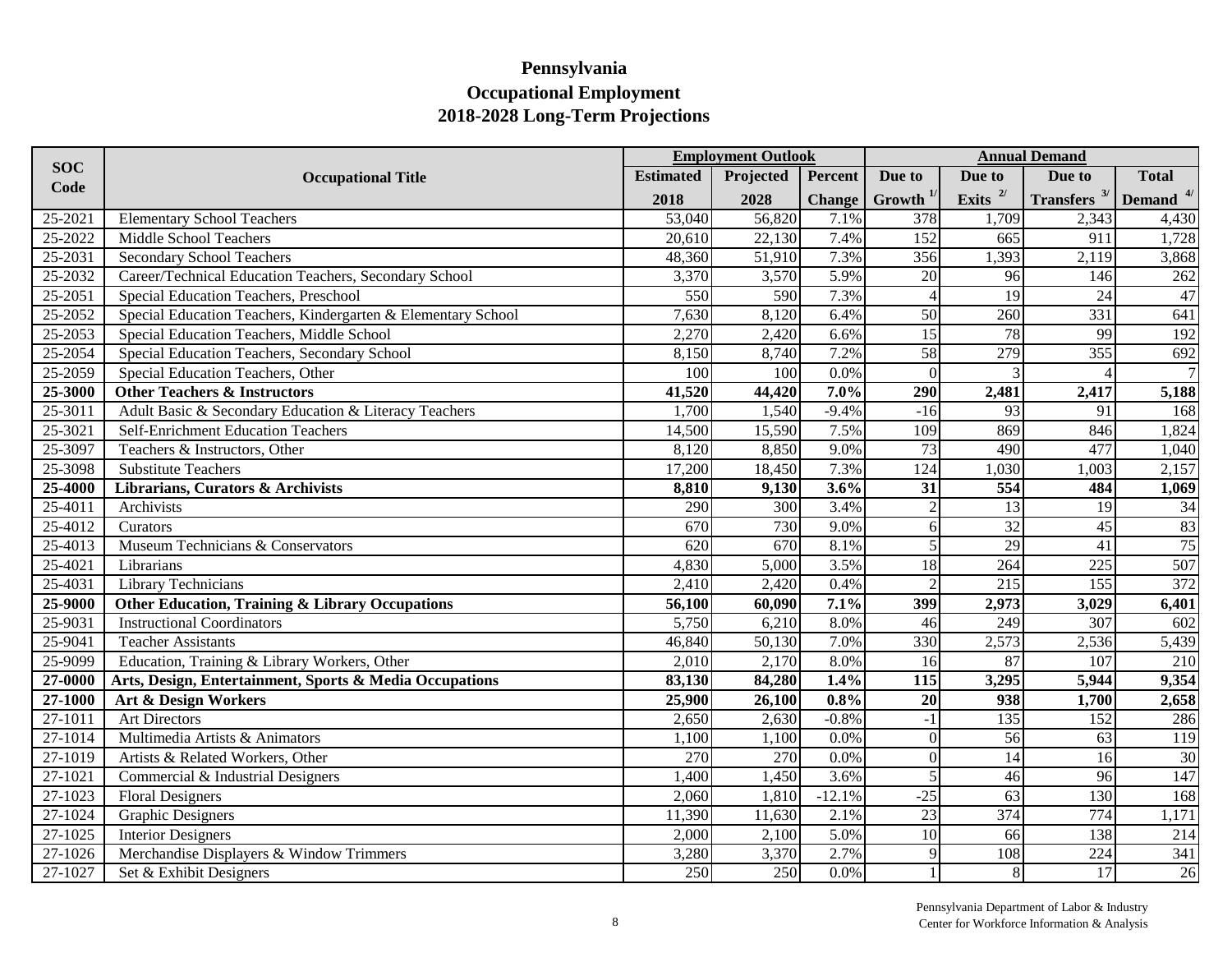# Pennsylvania
## Occupational Employment
## 2018-2028 Long-Term Projections

| SOC Code | Occupational Title | Employment Outlook | | | Annual Demand | | | |
|---|---|---|---|---|---|---|---|---|
| | | Estimated 2018 | Projected 2028 | Percent Change | Due to Growth [1/] | Due to Exits [2/] | Due to Transfers [3/] | Total Demand [4/] |
| 25-2021 | Elementary School Teachers | 53,040 | 56,820 | 7.1% | 378 | 1,709 | 2,343 | 4,430 |
| 25-2022 | Middle School Teachers | 20,610 | 22,130 | 7.4% | 152 | 665 | 911 | 1,728 |
| 25-2031 | Secondary School Teachers | 48,360 | 51,910 | 7.3% | 356 | 1,393 | 2,119 | 3,868 |
| 25-2032 | Career/Technical Education Teachers, Secondary School | 3,370 | 3,570 | 5.9% | 20 | 96 | 146 | 262 |
| 25-2051 | Special Education Teachers, Preschool | 550 | 590 | 7.3% | 4 | 19 | 24 | 47 |
| 25-2052 | Special Education Teachers, Kindergarten & Elementary School | 7,630 | 8,120 | 6.4% | 50 | 260 | 331 | 641 |
| 25-2053 | Special Education Teachers, Middle School | 2,270 | 2,420 | 6.6% | 15 | 78 | 99 | 192 |
| 25-2054 | Special Education Teachers, Secondary School | 8,150 | 8,740 | 7.2% | 58 | 279 | 355 | 692 |
| 25-2059 | Special Education Teachers, Other | 100 | 100 | 0.0% | 0 | 3 | 4 | 7 |
| **25-3000** | **Other Teachers & Instructors** | **41,520** | **44,420** | **7.0%** | **290** | **2,481** | **2,417** | **5,188** |
| 25-3011 | Adult Basic & Secondary Education & Literacy Teachers | 1,700 | 1,540 | -9.4% | -16 | 93 | 91 | 168 |
| 25-3021 | Self-Enrichment Education Teachers | 14,500 | 15,590 | 7.5% | 109 | 869 | 846 | 1,824 |
| 25-3097 | Teachers & Instructors, Other | 8,120 | 8,850 | 9.0% | 73 | 490 | 477 | 1,040 |
| 25-3098 | Substitute Teachers | 17,200 | 18,450 | 7.3% | 124 | 1,030 | 1,003 | 2,157 |
| **25-4000** | **Librarians, Curators & Archivists** | **8,810** | **9,130** | **3.6%** | **31** | **554** | **484** | **1,069** |
| 25-4011 | Archivists | 290 | 300 | 3.4% | 2 | 13 | 19 | 34 |
| 25-4012 | Curators | 670 | 730 | 9.0% | 6 | 32 | 45 | 83 |
| 25-4013 | Museum Technicians & Conservators | 620 | 670 | 8.1% | 5 | 29 | 41 | 75 |
| 25-4021 | Librarians | 4,830 | 5,000 | 3.5% | 18 | 264 | 225 | 507 |
| 25-4031 | Library Technicians | 2,410 | 2,420 | 0.4% | 2 | 215 | 155 | 372 |
| **25-9000** | **Other Education, Training & Library Occupations** | **56,100** | **60,090** | **7.1%** | **399** | **2,973** | **3,029** | **6,401** |
| 25-9031 | Instructional Coordinators | 5,750 | 6,210 | 8.0% | 46 | 249 | 307 | 602 |
| 25-9041 | Teacher Assistants | 46,840 | 50,130 | 7.0% | 330 | 2,573 | 2,536 | 5,439 |
| 25-9099 | Education, Training & Library Workers, Other | 2,010 | 2,170 | 8.0% | 16 | 87 | 107 | 210 |
| **27-0000** | **Arts, Design, Entertainment, Sports & Media Occupations** | **83,130** | **84,280** | **1.4%** | **115** | **3,295** | **5,944** | **9,354** |
| **27-1000** | **Art & Design Workers** | **25,900** | **26,100** | **0.8%** | **20** | **938** | **1,700** | **2,658** |
| 27-1011 | Art Directors | 2,650 | 2,630 | -0.8% | -1 | 135 | 152 | 286 |
| 27-1014 | Multimedia Artists & Animators | 1,100 | 1,100 | 0.0% | 0 | 56 | 63 | 119 |
| 27-1019 | Artists & Related Workers, Other | 270 | 270 | 0.0% | 0 | 14 | 16 | 30 |
| 27-1021 | Commercial & Industrial Designers | 1,400 | 1,450 | 3.6% | 5 | 46 | 96 | 147 |
| 27-1023 | Floral Designers | 2,060 | 1,810 | -12.1% | -25 | 63 | 130 | 168 |
| 27-1024 | Graphic Designers | 11,390 | 11,630 | 2.1% | 23 | 374 | 774 | 1,171 |
| 27-1025 | Interior Designers | 2,000 | 2,100 | 5.0% | 10 | 66 | 138 | 214 |
| 27-1026 | Merchandise Displayers & Window Trimmers | 3,280 | 3,370 | 2.7% | 9 | 108 | 224 | 341 |
| 27-1027 | Set & Exhibit Designers | 250 | 250 | 0.0% | 1 | 8 | 17 | 26 |

Pennsylvania Department of Labor & Industry
Center for Workforce Information & Analysis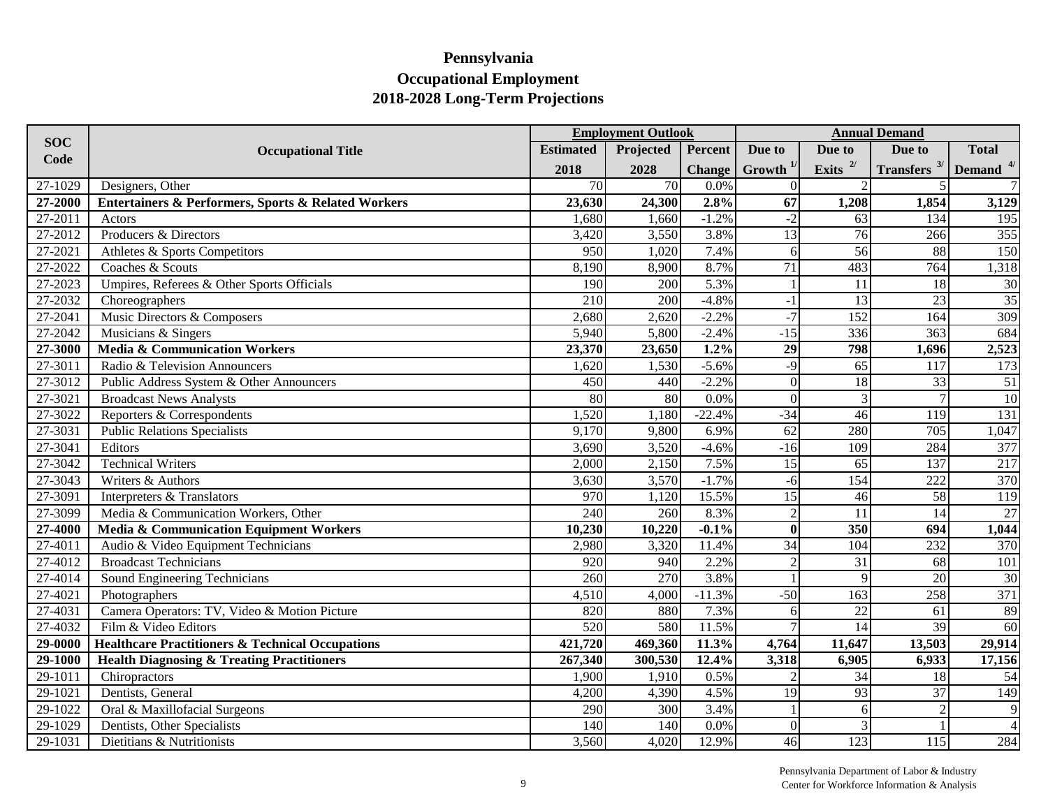# Pennsylvania
## Occupational Employment
## 2018-2028 Long-Term Projections

| SOC Code | Occupational Title | Employment Outlook | | | Annual Demand | | | |
|---|---|---|---|---|---|---|---|---|
| | | Estimated 2018 | Projected 2028 | Percent Change | Due to Growth [1/] | Due to Exits [2/] | Due to Transfers [3/] | Total Demand [4/] |
| 27-1029 | Designers, Other | 70 | 70 | 0.0% | 0 | 2 | 5 | 7 |
| **27-2000** | **Entertainers & Performers, Sports & Related Workers** | **23,630** | **24,300** | **2.8%** | **67** | **1,208** | **1,854** | **3,129** |
| 27-2011 | Actors | 1,680 | 1,660 | -1.2% | -2 | 63 | 134 | 195 |
| 27-2012 | Producers & Directors | 3,420 | 3,550 | 3.8% | 13 | 76 | 266 | 355 |
| 27-2021 | Athletes & Sports Competitors | 950 | 1,020 | 7.4% | 6 | 56 | 88 | 150 |
| 27-2022 | Coaches & Scouts | 8,190 | 8,900 | 8.7% | 71 | 483 | 764 | 1,318 |
| 27-2023 | Umpires, Referees & Other Sports Officials | 190 | 200 | 5.3% | 1 | 11 | 18 | 30 |
| 27-2032 | Choreographers | 210 | 200 | -4.8% | -1 | 13 | 23 | 35 |
| 27-2041 | Music Directors & Composers | 2,680 | 2,620 | -2.2% | -7 | 152 | 164 | 309 |
| 27-2042 | Musicians & Singers | 5,940 | 5,800 | -2.4% | -15 | 336 | 363 | 684 |
| **27-3000** | **Media & Communication Workers** | **23,370** | **23,650** | **1.2%** | **29** | **798** | **1,696** | **2,523** |
| 27-3011 | Radio & Television Announcers | 1,620 | 1,530 | -5.6% | -9 | 65 | 117 | 173 |
| 27-3012 | Public Address System & Other Announcers | 450 | 440 | -2.2% | 0 | 18 | 33 | 51 |
| 27-3021 | Broadcast News Analysts | 80 | 80 | 0.0% | 0 | 3 | 7 | 10 |
| 27-3022 | Reporters & Correspondents | 1,520 | 1,180 | -22.4% | -34 | 46 | 119 | 131 |
| 27-3031 | Public Relations Specialists | 9,170 | 9,800 | 6.9% | 62 | 280 | 705 | 1,047 |
| 27-3041 | Editors | 3,690 | 3,520 | -4.6% | -16 | 109 | 284 | 377 |
| 27-3042 | Technical Writers | 2,000 | 2,150 | 7.5% | 15 | 65 | 137 | 217 |
| 27-3043 | Writers & Authors | 3,630 | 3,570 | -1.7% | -6 | 154 | 222 | 370 |
| 27-3091 | Interpreters & Translators | 970 | 1,120 | 15.5% | 15 | 46 | 58 | 119 |
| 27-3099 | Media & Communication Workers, Other | 240 | 260 | 8.3% | 2 | 11 | 14 | 27 |
| **27-4000** | **Media & Communication Equipment Workers** | **10,230** | **10,220** | **-0.1%** | **0** | **350** | **694** | **1,044** |
| 27-4011 | Audio & Video Equipment Technicians | 2,980 | 3,320 | 11.4% | 34 | 104 | 232 | 370 |
| 27-4012 | Broadcast Technicians | 920 | 940 | 2.2% | 2 | 31 | 68 | 101 |
| 27-4014 | Sound Engineering Technicians | 260 | 270 | 3.8% | 1 | 9 | 20 | 30 |
| 27-4021 | Photographers | 4,510 | 4,000 | -11.3% | -50 | 163 | 258 | 371 |
| 27-4031 | Camera Operators: TV, Video & Motion Picture | 820 | 880 | 7.3% | 6 | 22 | 61 | 89 |
| 27-4032 | Film & Video Editors | 520 | 580 | 11.5% | 7 | 14 | 39 | 60 |
| **29-0000** | **Healthcare Practitioners & Technical Occupations** | **421,720** | **469,360** | **11.3%** | **4,764** | **11,647** | **13,503** | **29,914** |
| **29-1000** | **Health Diagnosing & Treating Practitioners** | **267,340** | **300,530** | **12.4%** | **3,318** | **6,905** | **6,933** | **17,156** |
| 29-1011 | Chiropractors | 1,900 | 1,910 | 0.5% | 2 | 34 | 18 | 54 |
| 29-1021 | Dentists, General | 4,200 | 4,390 | 4.5% | 19 | 93 | 37 | 149 |
| 29-1022 | Oral & Maxillofacial Surgeons | 290 | 300 | 3.4% | 1 | 6 | 2 | 9 |
| 29-1029 | Dentists, Other Specialists | 140 | 140 | 0.0% | 0 | 3 | 1 | 4 |
| 29-1031 | Dietitians & Nutritionists | 3,560 | 4,020 | 12.9% | 46 | 123 | 115 | 284 |

Pennsylvania Department of Labor & Industry
Center for Workforce Information & Analysis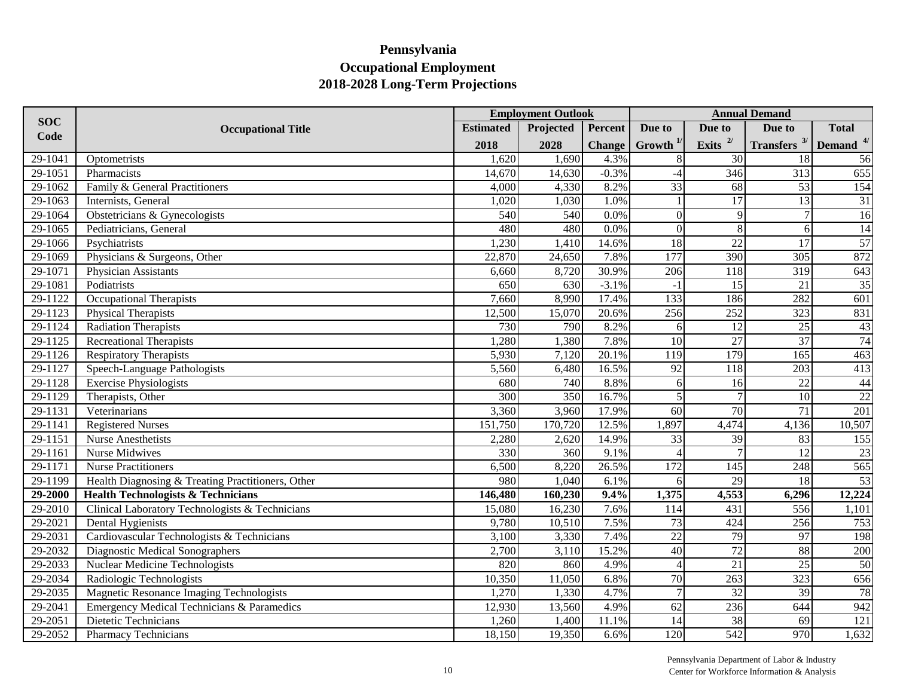# Pennsylvania
## Occupational Employment
## 2018-2028 Long-Term Projections

| SOC Code | Occupational Title | Employment Outlook | | | Annual Demand | | | |
|---|---|---|---|---|---|---|---|---|
| | | Estimated 2018 | Projected 2028 | Percent Change | Due to Growth [1/] | Due to Exits [2/] | Due to Transfers [3/] | Total Demand [4/] |
| 29-1041 | Optometrists | 1,620 | 1,690 | 4.3% | 8 | 30 | 18 | 56 |
| 29-1051 | Pharmacists | 14,670 | 14,630 | -0.3% | -4 | 346 | 313 | 655 |
| 29-1062 | Family & General Practitioners | 4,000 | 4,330 | 8.2% | 33 | 68 | 53 | 154 |
| 29-1063 | Internists, General | 1,020 | 1,030 | 1.0% | 1 | 17 | 13 | 31 |
| 29-1064 | Obstetricians & Gynecologists | 540 | 540 | 0.0% | 0 | 9 | 7 | 16 |
| 29-1065 | Pediatricians, General | 480 | 480 | 0.0% | 0 | 8 | 6 | 14 |
| 29-1066 | Psychiatrists | 1,230 | 1,410 | 14.6% | 18 | 22 | 17 | 57 |
| 29-1069 | Physicians & Surgeons, Other | 22,870 | 24,650 | 7.8% | 177 | 390 | 305 | 872 |
| 29-1071 | Physician Assistants | 6,660 | 8,720 | 30.9% | 206 | 118 | 319 | 643 |
| 29-1081 | Podiatrists | 650 | 630 | -3.1% | -1 | 15 | 21 | 35 |
| 29-1122 | Occupational Therapists | 7,660 | 8,990 | 17.4% | 133 | 186 | 282 | 601 |
| 29-1123 | Physical Therapists | 12,500 | 15,070 | 20.6% | 256 | 252 | 323 | 831 |
| 29-1124 | Radiation Therapists | 730 | 790 | 8.2% | 6 | 12 | 25 | 43 |
| 29-1125 | Recreational Therapists | 1,280 | 1,380 | 7.8% | 10 | 27 | 37 | 74 |
| 29-1126 | Respiratory Therapists | 5,930 | 7,120 | 20.1% | 119 | 179 | 165 | 463 |
| 29-1127 | Speech-Language Pathologists | 5,560 | 6,480 | 16.5% | 92 | 118 | 203 | 413 |
| 29-1128 | Exercise Physiologists | 680 | 740 | 8.8% | 6 | 16 | 22 | 44 |
| 29-1129 | Therapists, Other | 300 | 350 | 16.7% | 5 | 7 | 10 | 22 |
| 29-1131 | Veterinarians | 3,360 | 3,960 | 17.9% | 60 | 70 | 71 | 201 |
| 29-1141 | Registered Nurses | 151,750 | 170,720 | 12.5% | 1,897 | 4,474 | 4,136 | 10,507 |
| 29-1151 | Nurse Anesthetists | 2,280 | 2,620 | 14.9% | 33 | 39 | 83 | 155 |
| 29-1161 | Nurse Midwives | 330 | 360 | 9.1% | 4 | 7 | 12 | 23 |
| 29-1171 | Nurse Practitioners | 6,500 | 8,220 | 26.5% | 172 | 145 | 248 | 565 |
| 29-1199 | Health Diagnosing & Treating Practitioners, Other | 980 | 1,040 | 6.1% | 6 | 29 | 18 | 53 |
| **29-2000** | **Health Technologists & Technicians** | **146,480** | **160,230** | **9.4%** | **1,375** | **4,553** | **6,296** | **12,224** |
| 29-2010 | Clinical Laboratory Technologists & Technicians | 15,080 | 16,230 | 7.6% | 114 | 431 | 556 | 1,101 |
| 29-2021 | Dental Hygienists | 9,780 | 10,510 | 7.5% | 73 | 424 | 256 | 753 |
| 29-2031 | Cardiovascular Technologists & Technicians | 3,100 | 3,330 | 7.4% | 22 | 79 | 97 | 198 |
| 29-2032 | Diagnostic Medical Sonographers | 2,700 | 3,110 | 15.2% | 40 | 72 | 88 | 200 |
| 29-2033 | Nuclear Medicine Technologists | 820 | 860 | 4.9% | 4 | 21 | 25 | 50 |
| 29-2034 | Radiologic Technologists | 10,350 | 11,050 | 6.8% | 70 | 263 | 323 | 656 |
| 29-2035 | Magnetic Resonance Imaging Technologists | 1,270 | 1,330 | 4.7% | 7 | 32 | 39 | 78 |
| 29-2041 | Emergency Medical Technicians & Paramedics | 12,930 | 13,560 | 4.9% | 62 | 236 | 644 | 942 |
| 29-2051 | Dietetic Technicians | 1,260 | 1,400 | 11.1% | 14 | 38 | 69 | 121 |
| 29-2052 | Pharmacy Technicians | 18,150 | 19,350 | 6.6% | 120 | 542 | 970 | 1,632 |

Pennsylvania Department of Labor & Industry
Center for Workforce Information & Analysis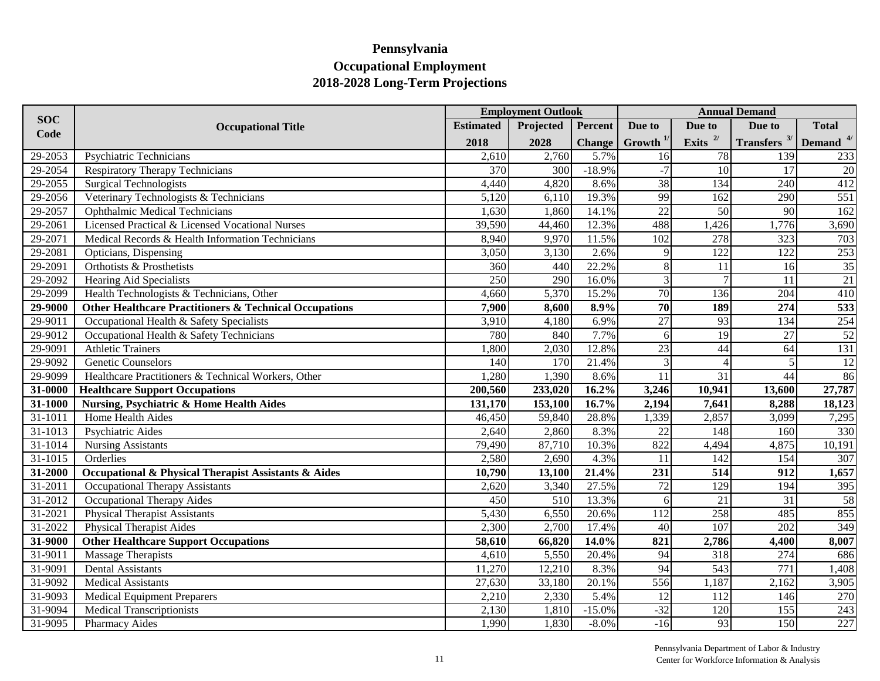# Pennsylvania
## Occupational Employment
## 2018-2028 Long-Term Projections

| SOC Code | Occupational Title | Employment Outlook | | | Annual Demand | | | |
|---|---|---|---|---|---|---|---|---|
| | | Estimated 2018 | Projected 2028 | Percent Change | Due to Growth [1/] | Due to Exits [2/] | Due to Transfers [3/] | Total Demand [4/] |
| 29-2053 | Psychiatric Technicians | 2,610 | 2,760 | 5.7% | 16 | 78 | 139 | 233 |
| 29-2054 | Respiratory Therapy Technicians | 370 | 300 | -18.9% | -7 | 10 | 17 | 20 |
| 29-2055 | Surgical Technologists | 4,440 | 4,820 | 8.6% | 38 | 134 | 240 | 412 |
| 29-2056 | Veterinary Technologists & Technicians | 5,120 | 6,110 | 19.3% | 99 | 162 | 290 | 551 |
| 29-2057 | Ophthalmic Medical Technicians | 1,630 | 1,860 | 14.1% | 22 | 50 | 90 | 162 |
| 29-2061 | Licensed Practical & Licensed Vocational Nurses | 39,590 | 44,460 | 12.3% | 488 | 1,426 | 1,776 | 3,690 |
| 29-2071 | Medical Records & Health Information Technicians | 8,940 | 9,970 | 11.5% | 102 | 278 | 323 | 703 |
| 29-2081 | Opticians, Dispensing | 3,050 | 3,130 | 2.6% | 9 | 122 | 122 | 253 |
| 29-2091 | Orthotists & Prosthetists | 360 | 440 | 22.2% | 8 | 11 | 16 | 35 |
| 29-2092 | Hearing Aid Specialists | 250 | 290 | 16.0% | 3 | 7 | 11 | 21 |
| 29-2099 | Health Technologists & Technicians, Other | 4,660 | 5,370 | 15.2% | 70 | 136 | 204 | 410 |
| **29-9000** | **Other Healthcare Practitioners & Technical Occupations** | **7,900** | **8,600** | **8.9%** | **70** | **189** | **274** | **533** |
| 29-9011 | Occupational Health & Safety Specialists | 3,910 | 4,180 | 6.9% | 27 | 93 | 134 | 254 |
| 29-9012 | Occupational Health & Safety Technicians | 780 | 840 | 7.7% | 6 | 19 | 27 | 52 |
| 29-9091 | Athletic Trainers | 1,800 | 2,030 | 12.8% | 23 | 44 | 64 | 131 |
| 29-9092 | Genetic Counselors | 140 | 170 | 21.4% | 3 | 4 | 5 | 12 |
| 29-9099 | Healthcare Practitioners & Technical Workers, Other | 1,280 | 1,390 | 8.6% | 11 | 31 | 44 | 86 |
| **31-0000** | **Healthcare Support Occupations** | **200,560** | **233,020** | **16.2%** | **3,246** | **10,941** | **13,600** | **27,787** |
| **31-1000** | **Nursing, Psychiatric & Home Health Aides** | **131,170** | **153,100** | **16.7%** | **2,194** | **7,641** | **8,288** | **18,123** |
| 31-1011 | Home Health Aides | 46,450 | 59,840 | 28.8% | 1,339 | 2,857 | 3,099 | 7,295 |
| 31-1013 | Psychiatric Aides | 2,640 | 2,860 | 8.3% | 22 | 148 | 160 | 330 |
| 31-1014 | Nursing Assistants | 79,490 | 87,710 | 10.3% | 822 | 4,494 | 4,875 | 10,191 |
| 31-1015 | Orderlies | 2,580 | 2,690 | 4.3% | 11 | 142 | 154 | 307 |
| **31-2000** | **Occupational & Physical Therapist Assistants & Aides** | **10,790** | **13,100** | **21.4%** | **231** | **514** | **912** | **1,657** |
| 31-2011 | Occupational Therapy Assistants | 2,620 | 3,340 | 27.5% | 72 | 129 | 194 | 395 |
| 31-2012 | Occupational Therapy Aides | 450 | 510 | 13.3% | 6 | 21 | 31 | 58 |
| 31-2021 | Physical Therapist Assistants | 5,430 | 6,550 | 20.6% | 112 | 258 | 485 | 855 |
| 31-2022 | Physical Therapist Aides | 2,300 | 2,700 | 17.4% | 40 | 107 | 202 | 349 |
| **31-9000** | **Other Healthcare Support Occupations** | **58,610** | **66,820** | **14.0%** | **821** | **2,786** | **4,400** | **8,007** |
| 31-9011 | Massage Therapists | 4,610 | 5,550 | 20.4% | 94 | 318 | 274 | 686 |
| 31-9091 | Dental Assistants | 11,270 | 12,210 | 8.3% | 94 | 543 | 771 | 1,408 |
| 31-9092 | Medical Assistants | 27,630 | 33,180 | 20.1% | 556 | 1,187 | 2,162 | 3,905 |
| 31-9093 | Medical Equipment Preparers | 2,210 | 2,330 | 5.4% | 12 | 112 | 146 | 270 |
| 31-9094 | Medical Transcriptionists | 2,130 | 1,810 | -15.0% | -32 | 120 | 155 | 243 |
| 31-9095 | Pharmacy Aides | 1,990 | 1,830 | -8.0% | -16 | 93 | 150 | 227 |

Pennsylvania Department of Labor & Industry
Center for Workforce Information & Analysis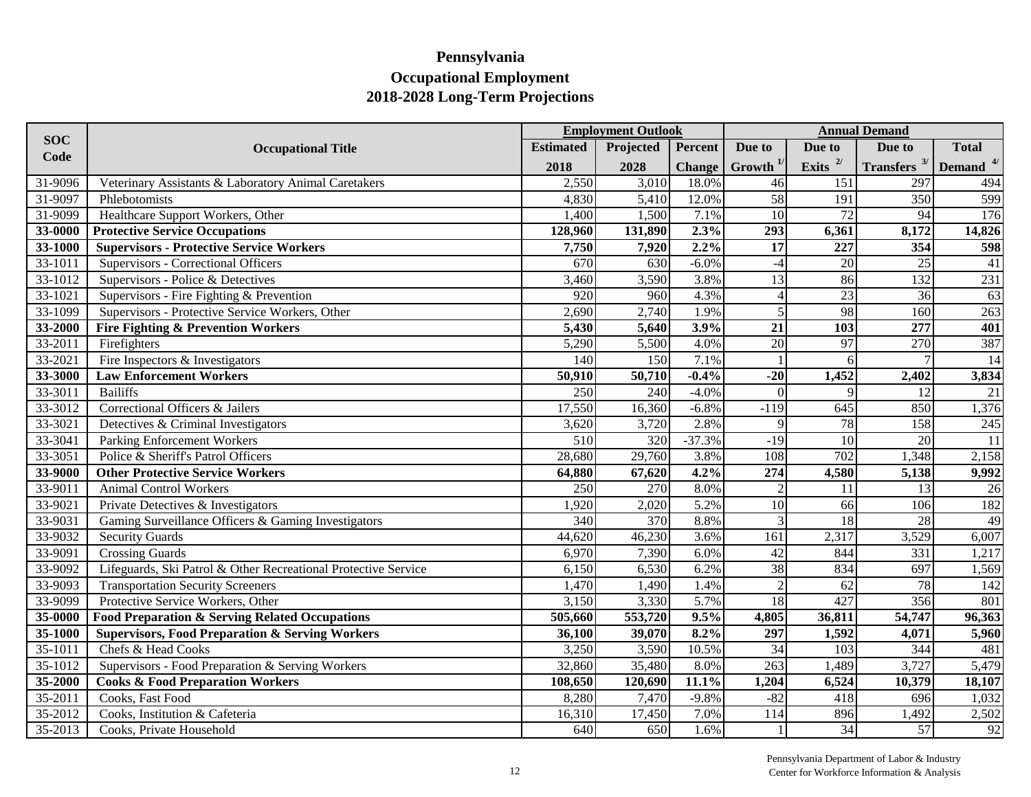# Pennsylvania
## Occupational Employment
## 2018-2028 Long-Term Projections

| SOC Code | Occupational Title | Employment Outlook | | | Annual Demand | | | |
|---|---|---|---|---|---|---|---|---|
| | | Estimated 2018 | Projected 2028 | Percent Change | Due to Growth [1/] | Due to Exits [2/] | Due to Transfers [3/] | Total Demand [4/] |
| 31-9096 | Veterinary Assistants & Laboratory Animal Caretakers | 2,550 | 3,010 | 18.0% | 46 | 151 | 297 | 494 |
| 31-9097 | Phlebotomists | 4,830 | 5,410 | 12.0% | 58 | 191 | 350 | 599 |
| 31-9099 | Healthcare Support Workers, Other | 1,400 | 1,500 | 7.1% | 10 | 72 | 94 | 176 |
| **33-0000** | **Protective Service Occupations** | **128,960** | **131,890** | **2.3%** | **293** | **6,361** | **8,172** | **14,826** |
| **33-1000** | **Supervisors - Protective Service Workers** | **7,750** | **7,920** | **2.2%** | **17** | **227** | **354** | **598** |
| 33-1011 | Supervisors - Correctional Officers | 670 | 630 | -6.0% | -4 | 20 | 25 | 41 |
| 33-1012 | Supervisors - Police & Detectives | 3,460 | 3,590 | 3.8% | 13 | 86 | 132 | 231 |
| 33-1021 | Supervisors - Fire Fighting & Prevention | 920 | 960 | 4.3% | 4 | 23 | 36 | 63 |
| 33-1099 | Supervisors - Protective Service Workers, Other | 2,690 | 2,740 | 1.9% | 5 | 98 | 160 | 263 |
| **33-2000** | **Fire Fighting & Prevention Workers** | **5,430** | **5,640** | **3.9%** | **21** | **103** | **277** | **401** |
| 33-2011 | Firefighters | 5,290 | 5,500 | 4.0% | 20 | 97 | 270 | 387 |
| 33-2021 | Fire Inspectors & Investigators | 140 | 150 | 7.1% | 1 | 6 | 7 | 14 |
| **33-3000** | **Law Enforcement Workers** | **50,910** | **50,710** | **-0.4%** | **-20** | **1,452** | **2,402** | **3,834** |
| 33-3011 | Bailiffs | 250 | 240 | -4.0% | 0 | 9 | 12 | 21 |
| 33-3012 | Correctional Officers & Jailers | 17,550 | 16,360 | -6.8% | -119 | 645 | 850 | 1,376 |
| 33-3021 | Detectives & Criminal Investigators | 3,620 | 3,720 | 2.8% | 9 | 78 | 158 | 245 |
| 33-3041 | Parking Enforcement Workers | 510 | 320 | -37.3% | -19 | 10 | 20 | 11 |
| 33-3051 | Police & Sheriff's Patrol Officers | 28,680 | 29,760 | 3.8% | 108 | 702 | 1,348 | 2,158 |
| **33-9000** | **Other Protective Service Workers** | **64,880** | **67,620** | **4.2%** | **274** | **4,580** | **5,138** | **9,992** |
| 33-9011 | Animal Control Workers | 250 | 270 | 8.0% | 2 | 11 | 13 | 26 |
| 33-9021 | Private Detectives & Investigators | 1,920 | 2,020 | 5.2% | 10 | 66 | 106 | 182 |
| 33-9031 | Gaming Surveillance Officers & Gaming Investigators | 340 | 370 | 8.8% | 3 | 18 | 28 | 49 |
| 33-9032 | Security Guards | 44,620 | 46,230 | 3.6% | 161 | 2,317 | 3,529 | 6,007 |
| 33-9091 | Crossing Guards | 6,970 | 7,390 | 6.0% | 42 | 844 | 331 | 1,217 |
| 33-9092 | Lifeguards, Ski Patrol & Other Recreational Protective Service | 6,150 | 6,530 | 6.2% | 38 | 834 | 697 | 1,569 |
| 33-9093 | Transportation Security Screeners | 1,470 | 1,490 | 1.4% | 2 | 62 | 78 | 142 |
| 33-9099 | Protective Service Workers, Other | 3,150 | 3,330 | 5.7% | 18 | 427 | 356 | 801 |
| **35-0000** | **Food Preparation & Serving Related Occupations** | **505,660** | **553,720** | **9.5%** | **4,805** | **36,811** | **54,747** | **96,363** |
| **35-1000** | **Supervisors, Food Preparation & Serving Workers** | **36,100** | **39,070** | **8.2%** | **297** | **1,592** | **4,071** | **5,960** |
| 35-1011 | Chefs & Head Cooks | 3,250 | 3,590 | 10.5% | 34 | 103 | 344 | 481 |
| 35-1012 | Supervisors - Food Preparation & Serving Workers | 32,860 | 35,480 | 8.0% | 263 | 1,489 | 3,727 | 5,479 |
| **35-2000** | **Cooks & Food Preparation Workers** | **108,650** | **120,690** | **11.1%** | **1,204** | **6,524** | **10,379** | **18,107** |
| 35-2011 | Cooks, Fast Food | 8,280 | 7,470 | -9.8% | -82 | 418 | 696 | 1,032 |
| 35-2012 | Cooks, Institution & Cafeteria | 16,310 | 17,450 | 7.0% | 114 | 896 | 1,492 | 2,502 |
| 35-2013 | Cooks, Private Household | 640 | 650 | 1.6% | 1 | 34 | 57 | 92 |

Pennsylvania Department of Labor & Industry
Center for Workforce Information & Analysis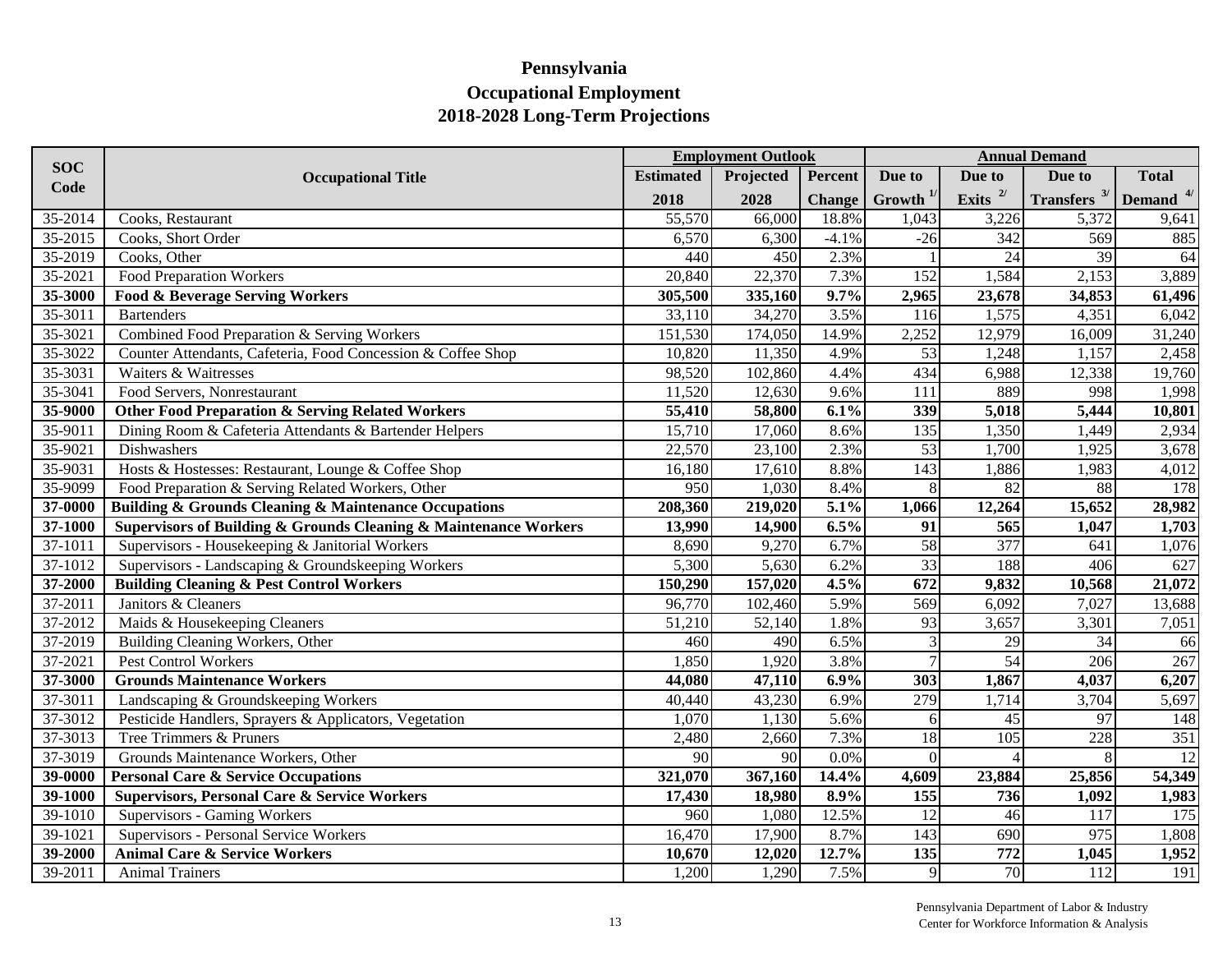# Pennsylvania
## Occupational Employment
## 2018-2028 Long-Term Projections

| SOC Code | Occupational Title | Employment Outlook | | | Annual Demand | | | |
|---|---|---|---|---|---|---|---|---|
| | | Estimated 2018 | Projected 2028 | Percent Change | Due to Growth [1/] | Due to Exits [2/] | Due to Transfers [3/] | Total Demand [4/] |
| 35-2014 | Cooks, Restaurant | 55,570 | 66,000 | 18.8% | 1,043 | 3,226 | 5,372 | 9,641 |
| 35-2015 | Cooks, Short Order | 6,570 | 6,300 | -4.1% | -26 | 342 | 569 | 885 |
| 35-2019 | Cooks, Other | 440 | 450 | 2.3% | 1 | 24 | 39 | 64 |
| 35-2021 | Food Preparation Workers | 20,840 | 22,370 | 7.3% | 152 | 1,584 | 2,153 | 3,889 |
| **35-3000** | **Food & Beverage Serving Workers** | **305,500** | **335,160** | **9.7%** | **2,965** | **23,678** | **34,853** | **61,496** |
| 35-3011 | Bartenders | 33,110 | 34,270 | 3.5% | 116 | 1,575 | 4,351 | 6,042 |
| 35-3021 | Combined Food Preparation & Serving Workers | 151,530 | 174,050 | 14.9% | 2,252 | 12,979 | 16,009 | 31,240 |
| 35-3022 | Counter Attendants, Cafeteria, Food Concession & Coffee Shop | 10,820 | 11,350 | 4.9% | 53 | 1,248 | 1,157 | 2,458 |
| 35-3031 | Waiters & Waitresses | 98,520 | 102,860 | 4.4% | 434 | 6,988 | 12,338 | 19,760 |
| 35-3041 | Food Servers, Nonrestaurant | 11,520 | 12,630 | 9.6% | 111 | 889 | 998 | 1,998 |
| **35-9000** | **Other Food Preparation & Serving Related Workers** | **55,410** | **58,800** | **6.1%** | **339** | **5,018** | **5,444** | **10,801** |
| 35-9011 | Dining Room & Cafeteria Attendants & Bartender Helpers | 15,710 | 17,060 | 8.6% | 135 | 1,350 | 1,449 | 2,934 |
| 35-9021 | Dishwashers | 22,570 | 23,100 | 2.3% | 53 | 1,700 | 1,925 | 3,678 |
| 35-9031 | Hosts & Hostesses: Restaurant, Lounge & Coffee Shop | 16,180 | 17,610 | 8.8% | 143 | 1,886 | 1,983 | 4,012 |
| 35-9099 | Food Preparation & Serving Related Workers, Other | 950 | 1,030 | 8.4% | 8 | 82 | 88 | 178 |
| **37-0000** | **Building & Grounds Cleaning & Maintenance Occupations** | **208,360** | **219,020** | **5.1%** | **1,066** | **12,264** | **15,652** | **28,982** |
| **37-1000** | **Supervisors of Building & Grounds Cleaning & Maintenance Workers** | **13,990** | **14,900** | **6.5%** | **91** | **565** | **1,047** | **1,703** |
| 37-1011 | Supervisors - Housekeeping & Janitorial Workers | 8,690 | 9,270 | 6.7% | 58 | 377 | 641 | 1,076 |
| 37-1012 | Supervisors - Landscaping & Groundskeeping Workers | 5,300 | 5,630 | 6.2% | 33 | 188 | 406 | 627 |
| **37-2000** | **Building Cleaning & Pest Control Workers** | **150,290** | **157,020** | **4.5%** | **672** | **9,832** | **10,568** | **21,072** |
| 37-2011 | Janitors & Cleaners | 96,770 | 102,460 | 5.9% | 569 | 6,092 | 7,027 | 13,688 |
| 37-2012 | Maids & Housekeeping Cleaners | 51,210 | 52,140 | 1.8% | 93 | 3,657 | 3,301 | 7,051 |
| 37-2019 | Building Cleaning Workers, Other | 460 | 490 | 6.5% | 3 | 29 | 34 | 66 |
| 37-2021 | Pest Control Workers | 1,850 | 1,920 | 3.8% | 7 | 54 | 206 | 267 |
| **37-3000** | **Grounds Maintenance Workers** | **44,080** | **47,110** | **6.9%** | **303** | **1,867** | **4,037** | **6,207** |
| 37-3011 | Landscaping & Groundskeeping Workers | 40,440 | 43,230 | 6.9% | 279 | 1,714 | 3,704 | 5,697 |
| 37-3012 | Pesticide Handlers, Sprayers & Applicators, Vegetation | 1,070 | 1,130 | 5.6% | 6 | 45 | 97 | 148 |
| 37-3013 | Tree Trimmers & Pruners | 2,480 | 2,660 | 7.3% | 18 | 105 | 228 | 351 |
| 37-3019 | Grounds Maintenance Workers, Other | 90 | 90 | 0.0% | 0 | 4 | 8 | 12 |
| **39-0000** | **Personal Care & Service Occupations** | **321,070** | **367,160** | **14.4%** | **4,609** | **23,884** | **25,856** | **54,349** |
| **39-1000** | **Supervisors, Personal Care & Service Workers** | **17,430** | **18,980** | **8.9%** | **155** | **736** | **1,092** | **1,983** |
| 39-1010 | Supervisors - Gaming Workers | 960 | 1,080 | 12.5% | 12 | 46 | 117 | 175 |
| 39-1021 | Supervisors - Personal Service Workers | 16,470 | 17,900 | 8.7% | 143 | 690 | 975 | 1,808 |
| **39-2000** | **Animal Care & Service Workers** | **10,670** | **12,020** | **12.7%** | **135** | **772** | **1,045** | **1,952** |
| 39-2011 | Animal Trainers | 1,200 | 1,290 | 7.5% | 9 | 70 | 112 | 191 |

Pennsylvania Department of Labor & Industry
Center for Workforce Information & Analysis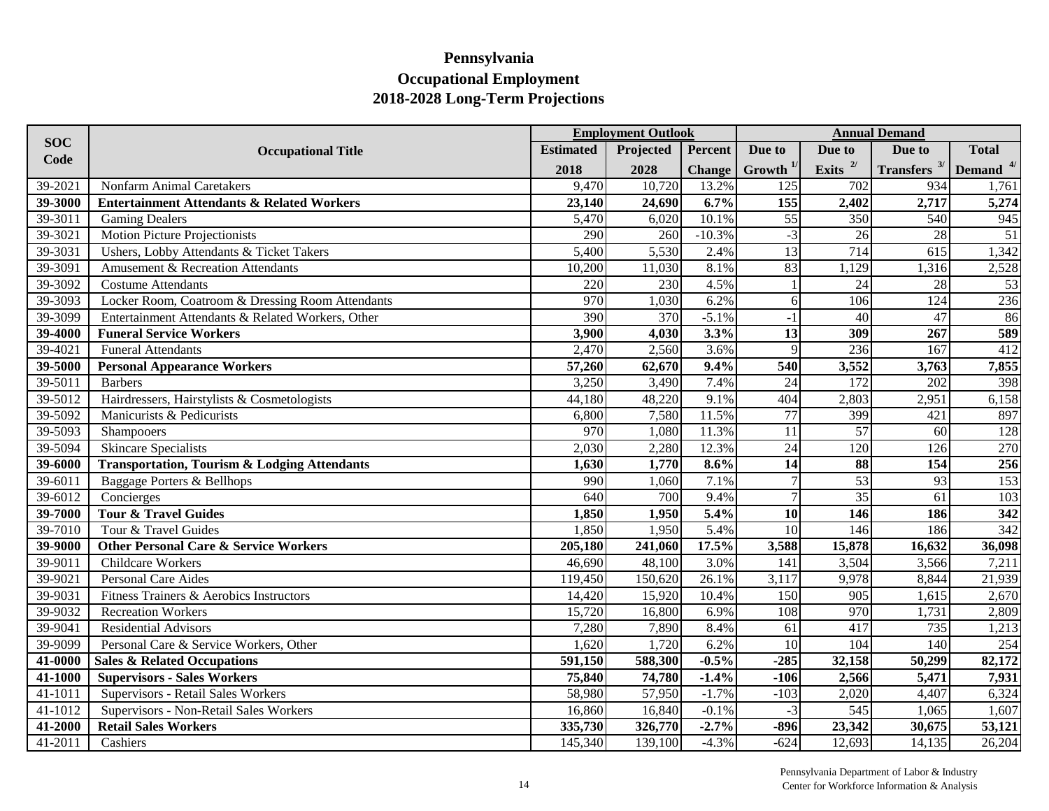# Pennsylvania
## Occupational Employment
## 2018-2028 Long-Term Projections

| SOC Code | Occupational Title | Employment Outlook | | | Annual Demand | | | |
|---|---|---|---|---|---|---|---|---|
| | | Estimated 2018 | Projected 2028 | Percent Change | Due to Growth [1/] | Due to Exits [2/] | Due to Transfers [3/] | Total Demand [4/] |
| 39-2021 | Nonfarm Animal Caretakers | 9,470 | 10,720 | 13.2% | 125 | 702 | 934 | 1,761 |
| **39-3000** | **Entertainment Attendants & Related Workers** | **23,140** | **24,690** | **6.7%** | **155** | **2,402** | **2,717** | **5,274** |
| 39-3011 | Gaming Dealers | 5,470 | 6,020 | 10.1% | 55 | 350 | 540 | 945 |
| 39-3021 | Motion Picture Projectionists | 290 | 260 | -10.3% | -3 | 26 | 28 | 51 |
| 39-3031 | Ushers, Lobby Attendants & Ticket Takers | 5,400 | 5,530 | 2.4% | 13 | 714 | 615 | 1,342 |
| 39-3091 | Amusement & Recreation Attendants | 10,200 | 11,030 | 8.1% | 83 | 1,129 | 1,316 | 2,528 |
| 39-3092 | Costume Attendants | 220 | 230 | 4.5% | 1 | 24 | 28 | 53 |
| 39-3093 | Locker Room, Coatroom & Dressing Room Attendants | 970 | 1,030 | 6.2% | 6 | 106 | 124 | 236 |
| 39-3099 | Entertainment Attendants & Related Workers, Other | 390 | 370 | -5.1% | -1 | 40 | 47 | 86 |
| **39-4000** | **Funeral Service Workers** | **3,900** | **4,030** | **3.3%** | **13** | **309** | **267** | **589** |
| 39-4021 | Funeral Attendants | 2,470 | 2,560 | 3.6% | 9 | 236 | 167 | 412 |
| **39-5000** | **Personal Appearance Workers** | **57,260** | **62,670** | **9.4%** | **540** | **3,552** | **3,763** | **7,855** |
| 39-5011 | Barbers | 3,250 | 3,490 | 7.4% | 24 | 172 | 202 | 398 |
| 39-5012 | Hairdressers, Hairstylists & Cosmetologists | 44,180 | 48,220 | 9.1% | 404 | 2,803 | 2,951 | 6,158 |
| 39-5092 | Manicurists & Pedicurists | 6,800 | 7,580 | 11.5% | 77 | 399 | 421 | 897 |
| 39-5093 | Shampooers | 970 | 1,080 | 11.3% | 11 | 57 | 60 | 128 |
| 39-5094 | Skincare Specialists | 2,030 | 2,280 | 12.3% | 24 | 120 | 126 | 270 |
| **39-6000** | **Transportation, Tourism & Lodging Attendants** | **1,630** | **1,770** | **8.6%** | **14** | **88** | **154** | **256** |
| 39-6011 | Baggage Porters & Bellhops | 990 | 1,060 | 7.1% | 7 | 53 | 93 | 153 |
| 39-6012 | Concierges | 640 | 700 | 9.4% | 7 | 35 | 61 | 103 |
| **39-7000** | **Tour & Travel Guides** | **1,850** | **1,950** | **5.4%** | **10** | **146** | **186** | **342** |
| 39-7010 | Tour & Travel Guides | 1,850 | 1,950 | 5.4% | 10 | 146 | 186 | 342 |
| **39-9000** | **Other Personal Care & Service Workers** | **205,180** | **241,060** | **17.5%** | **3,588** | **15,878** | **16,632** | **36,098** |
| 39-9011 | Childcare Workers | 46,690 | 48,100 | 3.0% | 141 | 3,504 | 3,566 | 7,211 |
| 39-9021 | Personal Care Aides | 119,450 | 150,620 | 26.1% | 3,117 | 9,978 | 8,844 | 21,939 |
| 39-9031 | Fitness Trainers & Aerobics Instructors | 14,420 | 15,920 | 10.4% | 150 | 905 | 1,615 | 2,670 |
| 39-9032 | Recreation Workers | 15,720 | 16,800 | 6.9% | 108 | 970 | 1,731 | 2,809 |
| 39-9041 | Residential Advisors | 7,280 | 7,890 | 8.4% | 61 | 417 | 735 | 1,213 |
| 39-9099 | Personal Care & Service Workers, Other | 1,620 | 1,720 | 6.2% | 10 | 104 | 140 | 254 |
| **41-0000** | **Sales & Related Occupations** | **591,150** | **588,300** | **-0.5%** | **-285** | **32,158** | **50,299** | **82,172** |
| **41-1000** | **Supervisors - Sales Workers** | **75,840** | **74,780** | **-1.4%** | **-106** | **2,566** | **5,471** | **7,931** |
| 41-1011 | Supervisors - Retail Sales Workers | 58,980 | 57,950 | -1.7% | -103 | 2,020 | 4,407 | 6,324 |
| 41-1012 | Supervisors - Non-Retail Sales Workers | 16,860 | 16,840 | -0.1% | -3 | 545 | 1,065 | 1,607 |
| **41-2000** | **Retail Sales Workers** | **335,730** | **326,770** | **-2.7%** | **-896** | **23,342** | **30,675** | **53,121** |
| 41-2011 | Cashiers | 145,340 | 139,100 | -4.3% | -624 | 12,693 | 14,135 | 26,204 |

Pennsylvania Department of Labor & Industry
Center for Workforce Information & Analysis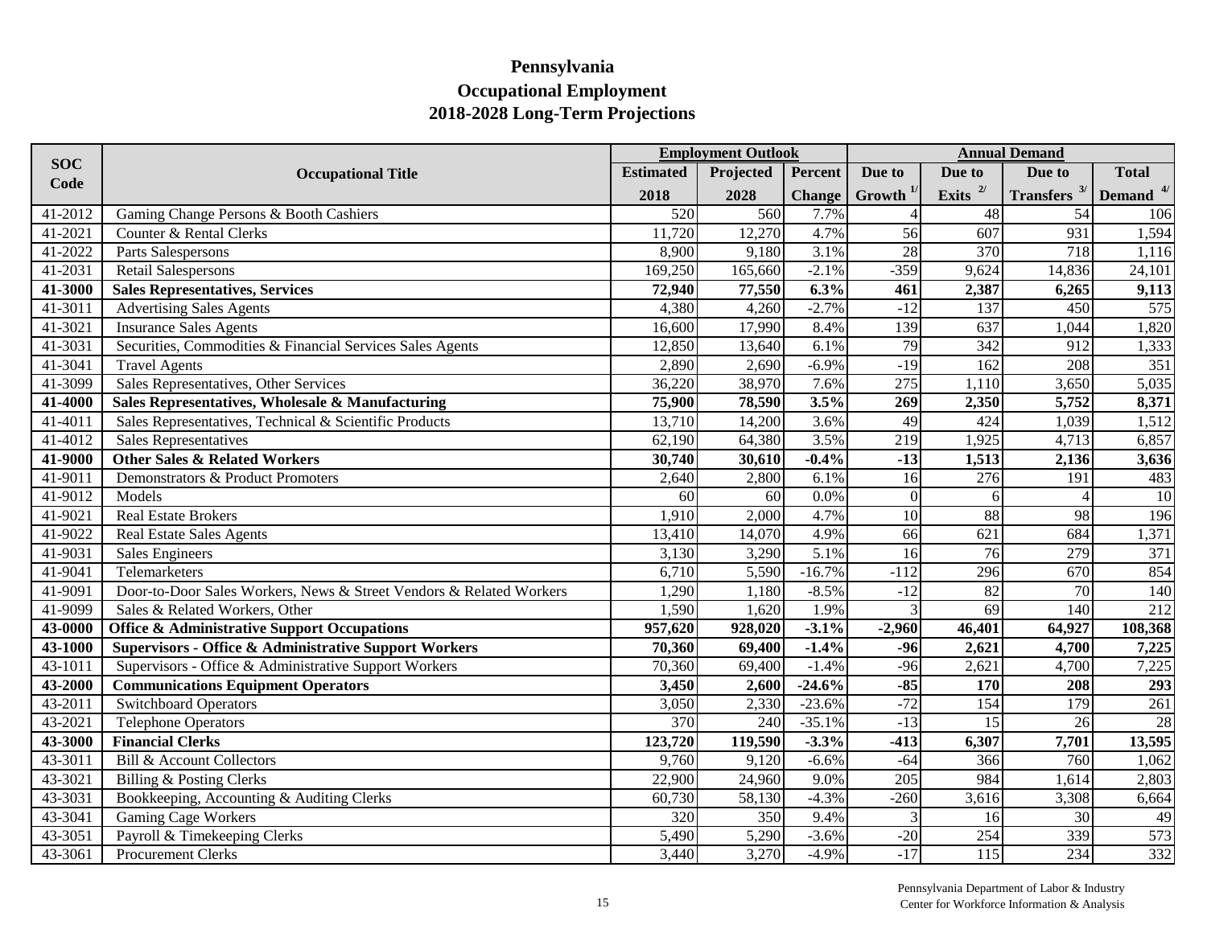# Pennsylvania
## Occupational Employment
## 2018-2028 Long-Term Projections

| SOC Code | Occupational Title | Employment Outlook | | | Annual Demand | | | |
|---|---|---|---|---|---|---|---|---|
| | | Estimated 2018 | Projected 2028 | Percent Change | Due to Growth [1/] | Due to Exits [2/] | Due to Transfers [3/] | Total Demand [4/] |
| 41-2012 | Gaming Change Persons & Booth Cashiers | 520 | 560 | 7.7% | 4 | 48 | 54 | 106 |
| 41-2021 | Counter & Rental Clerks | 11,720 | 12,270 | 4.7% | 56 | 607 | 931 | 1,594 |
| 41-2022 | Parts Salespersons | 8,900 | 9,180 | 3.1% | 28 | 370 | 718 | 1,116 |
| 41-2031 | Retail Salespersons | 169,250 | 165,660 | -2.1% | -359 | 9,624 | 14,836 | 24,101 |
| **41-3000** | **Sales Representatives, Services** | **72,940** | **77,550** | **6.3%** | **461** | **2,387** | **6,265** | **9,113** |
| 41-3011 | Advertising Sales Agents | 4,380 | 4,260 | -2.7% | -12 | 137 | 450 | 575 |
| 41-3021 | Insurance Sales Agents | 16,600 | 17,990 | 8.4% | 139 | 637 | 1,044 | 1,820 |
| 41-3031 | Securities, Commodities & Financial Services Sales Agents | 12,850 | 13,640 | 6.1% | 79 | 342 | 912 | 1,333 |
| 41-3041 | Travel Agents | 2,890 | 2,690 | -6.9% | -19 | 162 | 208 | 351 |
| 41-3099 | Sales Representatives, Other Services | 36,220 | 38,970 | 7.6% | 275 | 1,110 | 3,650 | 5,035 |
| **41-4000** | **Sales Representatives, Wholesale & Manufacturing** | **75,900** | **78,590** | **3.5%** | **269** | **2,350** | **5,752** | **8,371** |
| 41-4011 | Sales Representatives, Technical & Scientific Products | 13,710 | 14,200 | 3.6% | 49 | 424 | 1,039 | 1,512 |
| 41-4012 | Sales Representatives | 62,190 | 64,380 | 3.5% | 219 | 1,925 | 4,713 | 6,857 |
| **41-9000** | **Other Sales & Related Workers** | **30,740** | **30,610** | **-0.4%** | **-13** | **1,513** | **2,136** | **3,636** |
| 41-9011 | Demonstrators & Product Promoters | 2,640 | 2,800 | 6.1% | 16 | 276 | 191 | 483 |
| 41-9012 | Models | 60 | 60 | 0.0% | 0 | 6 | 4 | 10 |
| 41-9021 | Real Estate Brokers | 1,910 | 2,000 | 4.7% | 10 | 88 | 98 | 196 |
| 41-9022 | Real Estate Sales Agents | 13,410 | 14,070 | 4.9% | 66 | 621 | 684 | 1,371 |
| 41-9031 | Sales Engineers | 3,130 | 3,290 | 5.1% | 16 | 76 | 279 | 371 |
| 41-9041 | Telemarketers | 6,710 | 5,590 | -16.7% | -112 | 296 | 670 | 854 |
| 41-9091 | Door-to-Door Sales Workers, News & Street Vendors & Related Workers | 1,290 | 1,180 | -8.5% | -12 | 82 | 70 | 140 |
| 41-9099 | Sales & Related Workers, Other | 1,590 | 1,620 | 1.9% | 3 | 69 | 140 | 212 |
| **43-0000** | **Office & Administrative Support Occupations** | **957,620** | **928,020** | **-3.1%** | **-2,960** | **46,401** | **64,927** | **108,368** |
| **43-1000** | **Supervisors - Office & Administrative Support Workers** | **70,360** | **69,400** | **-1.4%** | **-96** | **2,621** | **4,700** | **7,225** |
| 43-1011 | Supervisors - Office & Administrative Support Workers | 70,360 | 69,400 | -1.4% | -96 | 2,621 | 4,700 | 7,225 |
| **43-2000** | **Communications Equipment Operators** | **3,450** | **2,600** | **-24.6%** | **-85** | **170** | **208** | **293** |
| 43-2011 | Switchboard Operators | 3,050 | 2,330 | -23.6% | -72 | 154 | 179 | 261 |
| 43-2021 | Telephone Operators | 370 | 240 | -35.1% | -13 | 15 | 26 | 28 |
| **43-3000** | **Financial Clerks** | **123,720** | **119,590** | **-3.3%** | **-413** | **6,307** | **7,701** | **13,595** |
| 43-3011 | Bill & Account Collectors | 9,760 | 9,120 | -6.6% | -64 | 366 | 760 | 1,062 |
| 43-3021 | Billing & Posting Clerks | 22,900 | 24,960 | 9.0% | 205 | 984 | 1,614 | 2,803 |
| 43-3031 | Bookkeeping, Accounting & Auditing Clerks | 60,730 | 58,130 | -4.3% | -260 | 3,616 | 3,308 | 6,664 |
| 43-3041 | Gaming Cage Workers | 320 | 350 | 9.4% | 3 | 16 | 30 | 49 |
| 43-3051 | Payroll & Timekeeping Clerks | 5,490 | 5,290 | -3.6% | -20 | 254 | 339 | 573 |
| 43-3061 | Procurement Clerks | 3,440 | 3,270 | -4.9% | -17 | 115 | 234 | 332 |

Pennsylvania Department of Labor & Industry
Center for Workforce Information & Analysis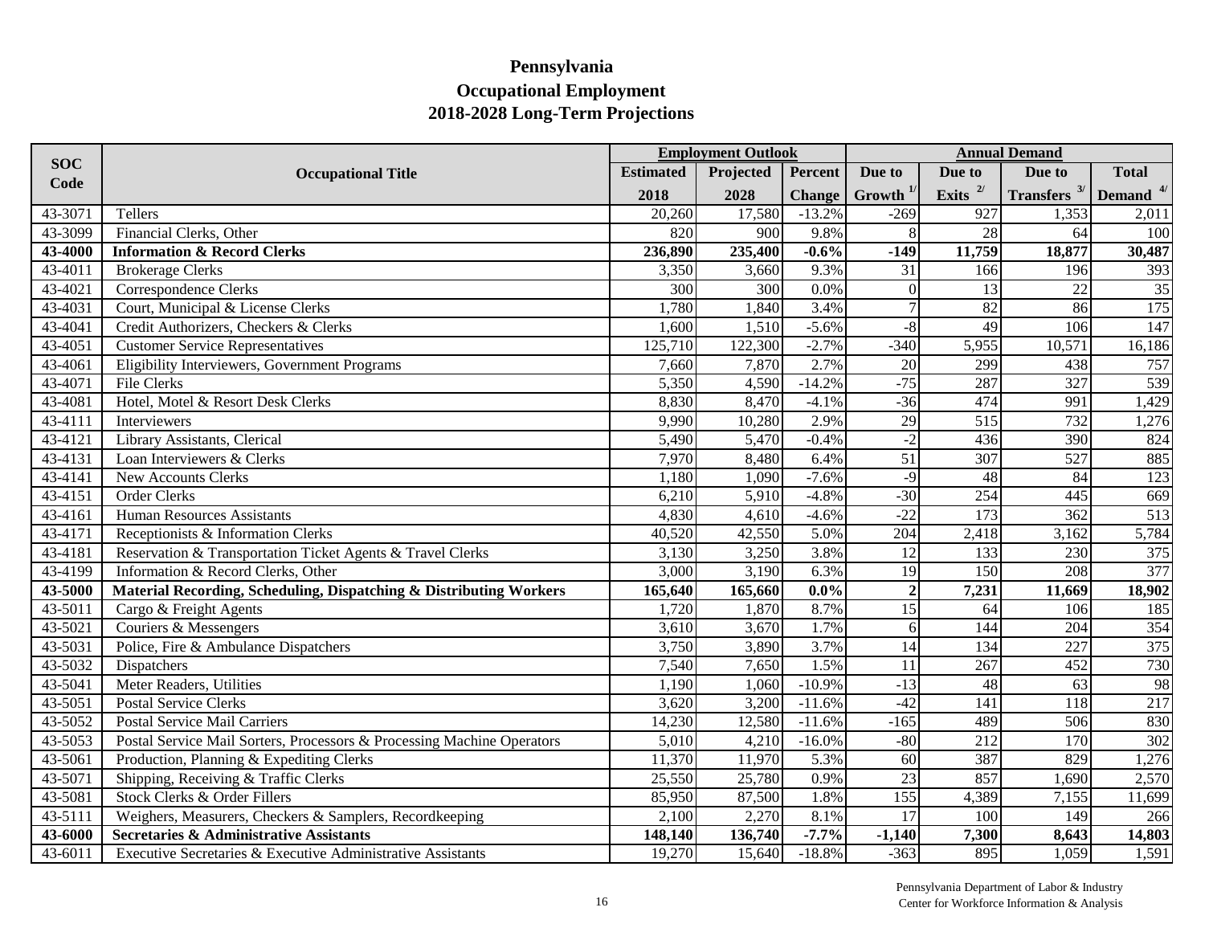# Pennsylvania
## Occupational Employment
## 2018-2028 Long-Term Projections

| SOC Code | Occupational Title | Employment Outlook | | | Annual Demand | | | |
|---|---|---|---|---|---|---|---|---|
| | | Estimated 2018 | Projected 2028 | Percent Change | Due to Growth [1/] | Due to Exits [2/] | Due to Transfers [3/] | Total Demand [4/] |
| 43-3071 | Tellers | 20,260 | 17,580 | -13.2% | -269 | 927 | 1,353 | 2,011 |
| 43-3099 | Financial Clerks, Other | 820 | 900 | 9.8% | 8 | 28 | 64 | 100 |
| **43-4000** | **Information & Record Clerks** | **236,890** | **235,400** | **-0.6%** | **-149** | **11,759** | **18,877** | **30,487** |
| 43-4011 | Brokerage Clerks | 3,350 | 3,660 | 9.3% | 31 | 166 | 196 | 393 |
| 43-4021 | Correspondence Clerks | 300 | 300 | 0.0% | 0 | 13 | 22 | 35 |
| 43-4031 | Court, Municipal & License Clerks | 1,780 | 1,840 | 3.4% | 7 | 82 | 86 | 175 |
| 43-4041 | Credit Authorizers, Checkers & Clerks | 1,600 | 1,510 | -5.6% | -8 | 49 | 106 | 147 |
| 43-4051 | Customer Service Representatives | 125,710 | 122,300 | -2.7% | -340 | 5,955 | 10,571 | 16,186 |
| 43-4061 | Eligibility Interviewers, Government Programs | 7,660 | 7,870 | 2.7% | 20 | 299 | 438 | 757 |
| 43-4071 | File Clerks | 5,350 | 4,590 | -14.2% | -75 | 287 | 327 | 539 |
| 43-4081 | Hotel, Motel & Resort Desk Clerks | 8,830 | 8,470 | -4.1% | -36 | 474 | 991 | 1,429 |
| 43-4111 | Interviewers | 9,990 | 10,280 | 2.9% | 29 | 515 | 732 | 1,276 |
| 43-4121 | Library Assistants, Clerical | 5,490 | 5,470 | -0.4% | -2 | 436 | 390 | 824 |
| 43-4131 | Loan Interviewers & Clerks | 7,970 | 8,480 | 6.4% | 51 | 307 | 527 | 885 |
| 43-4141 | New Accounts Clerks | 1,180 | 1,090 | -7.6% | -9 | 48 | 84 | 123 |
| 43-4151 | Order Clerks | 6,210 | 5,910 | -4.8% | -30 | 254 | 445 | 669 |
| 43-4161 | Human Resources Assistants | 4,830 | 4,610 | -4.6% | -22 | 173 | 362 | 513 |
| 43-4171 | Receptionists & Information Clerks | 40,520 | 42,550 | 5.0% | 204 | 2,418 | 3,162 | 5,784 |
| 43-4181 | Reservation & Transportation Ticket Agents & Travel Clerks | 3,130 | 3,250 | 3.8% | 12 | 133 | 230 | 375 |
| 43-4199 | Information & Record Clerks, Other | 3,000 | 3,190 | 6.3% | 19 | 150 | 208 | 377 |
| **43-5000** | **Material Recording, Scheduling, Dispatching & Distributing Workers** | **165,640** | **165,660** | **0.0%** | **2** | **7,231** | **11,669** | **18,902** |
| 43-5011 | Cargo & Freight Agents | 1,720 | 1,870 | 8.7% | 15 | 64 | 106 | 185 |
| 43-5021 | Couriers & Messengers | 3,610 | 3,670 | 1.7% | 6 | 144 | 204 | 354 |
| 43-5031 | Police, Fire & Ambulance Dispatchers | 3,750 | 3,890 | 3.7% | 14 | 134 | 227 | 375 |
| 43-5032 | Dispatchers | 7,540 | 7,650 | 1.5% | 11 | 267 | 452 | 730 |
| 43-5041 | Meter Readers, Utilities | 1,190 | 1,060 | -10.9% | -13 | 48 | 63 | 98 |
| 43-5051 | Postal Service Clerks | 3,620 | 3,200 | -11.6% | -42 | 141 | 118 | 217 |
| 43-5052 | Postal Service Mail Carriers | 14,230 | 12,580 | -11.6% | -165 | 489 | 506 | 830 |
| 43-5053 | Postal Service Mail Sorters, Processors & Processing Machine Operators | 5,010 | 4,210 | -16.0% | -80 | 212 | 170 | 302 |
| 43-5061 | Production, Planning & Expediting Clerks | 11,370 | 11,970 | 5.3% | 60 | 387 | 829 | 1,276 |
| 43-5071 | Shipping, Receiving & Traffic Clerks | 25,550 | 25,780 | 0.9% | 23 | 857 | 1,690 | 2,570 |
| 43-5081 | Stock Clerks & Order Fillers | 85,950 | 87,500 | 1.8% | 155 | 4,389 | 7,155 | 11,699 |
| 43-5111 | Weighers, Measurers, Checkers & Samplers, Recordkeeping | 2,100 | 2,270 | 8.1% | 17 | 100 | 149 | 266 |
| **43-6000** | **Secretaries & Administrative Assistants** | **148,140** | **136,740** | **-7.7%** | **-1,140** | **7,300** | **8,643** | **14,803** |
| 43-6011 | Executive Secretaries & Executive Administrative Assistants | 19,270 | 15,640 | -18.8% | -363 | 895 | 1,059 | 1,591 |

Pennsylvania Department of Labor & Industry
Center for Workforce Information & Analysis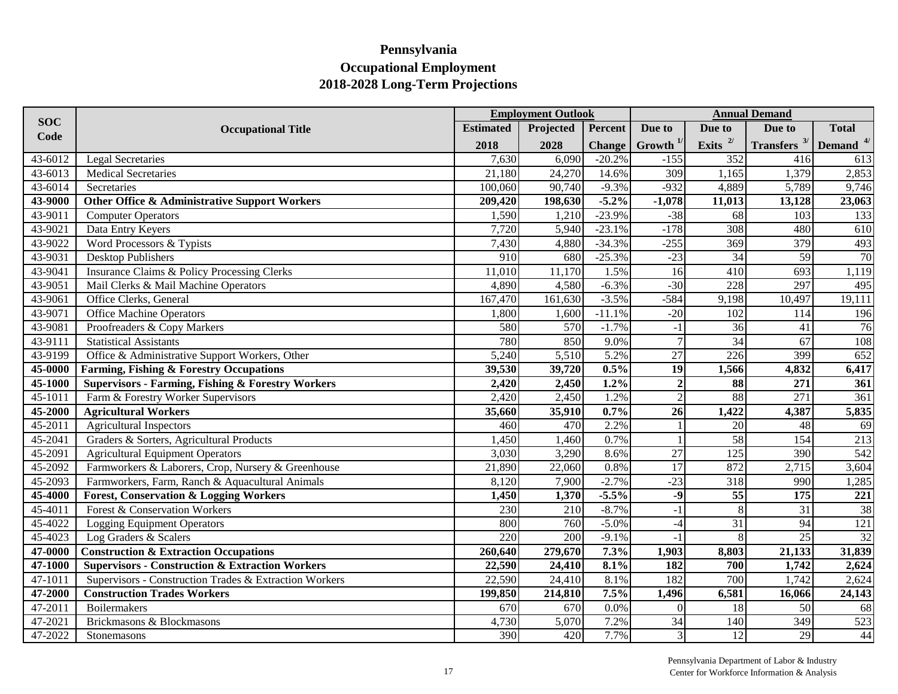# Pennsylvania
## Occupational Employment
## 2018-2028 Long-Term Projections

| SOC Code | Occupational Title | Employment Outlook | | | Annual Demand | | | |
|---|---|---|---|---|---|---|---|---|
| | | Estimated 2018 | Projected 2028 | Percent Change | Due to Growth [1/] | Due to Exits [2/] | Due to Transfers [3/] | Total Demand [4/] |
| 43-6012 | Legal Secretaries | 7,630 | 6,090 | -20.2% | -155 | 352 | 416 | 613 |
| 43-6013 | Medical Secretaries | 21,180 | 24,270 | 14.6% | 309 | 1,165 | 1,379 | 2,853 |
| 43-6014 | Secretaries | 100,060 | 90,740 | -9.3% | -932 | 4,889 | 5,789 | 9,746 |
| **43-9000** | **Other Office & Administrative Support Workers** | **209,420** | **198,630** | **-5.2%** | **-1,078** | **11,013** | **13,128** | **23,063** |
| 43-9011 | Computer Operators | 1,590 | 1,210 | -23.9% | -38 | 68 | 103 | 133 |
| 43-9021 | Data Entry Keyers | 7,720 | 5,940 | -23.1% | -178 | 308 | 480 | 610 |
| 43-9022 | Word Processors & Typists | 7,430 | 4,880 | -34.3% | -255 | 369 | 379 | 493 |
| 43-9031 | Desktop Publishers | 910 | 680 | -25.3% | -23 | 34 | 59 | 70 |
| 43-9041 | Insurance Claims & Policy Processing Clerks | 11,010 | 11,170 | 1.5% | 16 | 410 | 693 | 1,119 |
| 43-9051 | Mail Clerks & Mail Machine Operators | 4,890 | 4,580 | -6.3% | -30 | 228 | 297 | 495 |
| 43-9061 | Office Clerks, General | 167,470 | 161,630 | -3.5% | -584 | 9,198 | 10,497 | 19,111 |
| 43-9071 | Office Machine Operators | 1,800 | 1,600 | -11.1% | -20 | 102 | 114 | 196 |
| 43-9081 | Proofreaders & Copy Markers | 580 | 570 | -1.7% | -1 | 36 | 41 | 76 |
| 43-9111 | Statistical Assistants | 780 | 850 | 9.0% | 7 | 34 | 67 | 108 |
| 43-9199 | Office & Administrative Support Workers, Other | 5,240 | 5,510 | 5.2% | 27 | 226 | 399 | 652 |
| **45-0000** | **Farming, Fishing & Forestry Occupations** | **39,530** | **39,720** | **0.5%** | **19** | **1,566** | **4,832** | **6,417** |
| **45-1000** | **Supervisors - Farming, Fishing & Forestry Workers** | **2,420** | **2,450** | **1.2%** | **2** | **88** | **271** | **361** |
| 45-1011 | Farm & Forestry Worker Supervisors | 2,420 | 2,450 | 1.2% | 2 | 88 | 271 | 361 |
| **45-2000** | **Agricultural Workers** | **35,660** | **35,910** | **0.7%** | **26** | **1,422** | **4,387** | **5,835** |
| 45-2011 | Agricultural Inspectors | 460 | 470 | 2.2% | 1 | 20 | 48 | 69 |
| 45-2041 | Graders & Sorters, Agricultural Products | 1,450 | 1,460 | 0.7% | 1 | 58 | 154 | 213 |
| 45-2091 | Agricultural Equipment Operators | 3,030 | 3,290 | 8.6% | 27 | 125 | 390 | 542 |
| 45-2092 | Farmworkers & Laborers, Crop, Nursery & Greenhouse | 21,890 | 22,060 | 0.8% | 17 | 872 | 2,715 | 3,604 |
| 45-2093 | Farmworkers, Farm, Ranch & Aquacultural Animals | 8,120 | 7,900 | -2.7% | -23 | 318 | 990 | 1,285 |
| **45-4000** | **Forest, Conservation & Logging Workers** | **1,450** | **1,370** | **-5.5%** | **-9** | **55** | **175** | **221** |
| 45-4011 | Forest & Conservation Workers | 230 | 210 | -8.7% | -1 | 8 | 31 | 38 |
| 45-4022 | Logging Equipment Operators | 800 | 760 | -5.0% | -4 | 31 | 94 | 121 |
| 45-4023 | Log Graders & Scalers | 220 | 200 | -9.1% | -1 | 8 | 25 | 32 |
| **47-0000** | **Construction & Extraction Occupations** | **260,640** | **279,670** | **7.3%** | **1,903** | **8,803** | **21,133** | **31,839** |
| **47-1000** | **Supervisors - Construction & Extraction Workers** | **22,590** | **24,410** | **8.1%** | **182** | **700** | **1,742** | **2,624** |
| 47-1011 | Supervisors - Construction Trades & Extraction Workers | 22,590 | 24,410 | 8.1% | 182 | 700 | 1,742 | 2,624 |
| **47-2000** | **Construction Trades Workers** | **199,850** | **214,810** | **7.5%** | **1,496** | **6,581** | **16,066** | **24,143** |
| 47-2011 | Boilermakers | 670 | 670 | 0.0% | 0 | 18 | 50 | 68 |
| 47-2021 | Brickmasons & Blockmasons | 4,730 | 5,070 | 7.2% | 34 | 140 | 349 | 523 |
| 47-2022 | Stonemasons | 390 | 420 | 7.7% | 3 | 12 | 29 | 44 |

Pennsylvania Department of Labor & Industry
Center for Workforce Information & Analysis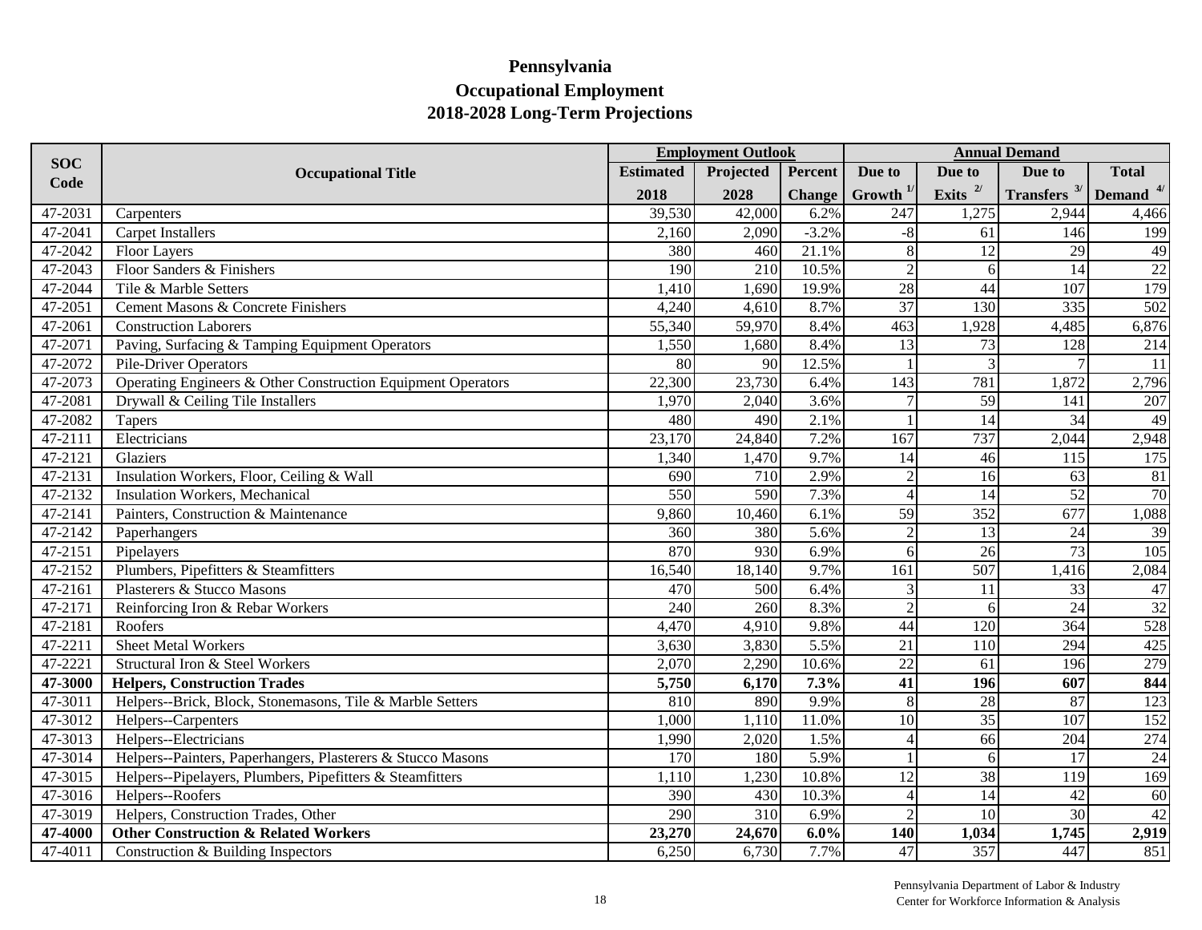# Pennsylvania
## Occupational Employment
## 2018-2028 Long-Term Projections

| SOC Code | Occupational Title | Employment Outlook | | | Annual Demand | | | |
|---|---|---|---|---|---|---|---|---|
| | | Estimated 2018 | Projected 2028 | Percent Change | Due to Growth [1/] | Due to Exits [2/] | Due to Transfers [3/] | Total Demand [4/] |
| 47-2031 | Carpenters | 39,530 | 42,000 | 6.2% | 247 | 1,275 | 2,944 | 4,466 |
| 47-2041 | Carpet Installers | 2,160 | 2,090 | -3.2% | -8 | 61 | 146 | 199 |
| 47-2042 | Floor Layers | 380 | 460 | 21.1% | 8 | 12 | 29 | 49 |
| 47-2043 | Floor Sanders & Finishers | 190 | 210 | 10.5% | 2 | 6 | 14 | 22 |
| 47-2044 | Tile & Marble Setters | 1,410 | 1,690 | 19.9% | 28 | 44 | 107 | 179 |
| 47-2051 | Cement Masons & Concrete Finishers | 4,240 | 4,610 | 8.7% | 37 | 130 | 335 | 502 |
| 47-2061 | Construction Laborers | 55,340 | 59,970 | 8.4% | 463 | 1,928 | 4,485 | 6,876 |
| 47-2071 | Paving, Surfacing & Tamping Equipment Operators | 1,550 | 1,680 | 8.4% | 13 | 73 | 128 | 214 |
| 47-2072 | Pile-Driver Operators | 80 | 90 | 12.5% | 1 | 3 | 7 | 11 |
| 47-2073 | Operating Engineers & Other Construction Equipment Operators | 22,300 | 23,730 | 6.4% | 143 | 781 | 1,872 | 2,796 |
| 47-2081 | Drywall & Ceiling Tile Installers | 1,970 | 2,040 | 3.6% | 7 | 59 | 141 | 207 |
| 47-2082 | Tapers | 480 | 490 | 2.1% | 1 | 14 | 34 | 49 |
| 47-2111 | Electricians | 23,170 | 24,840 | 7.2% | 167 | 737 | 2,044 | 2,948 |
| 47-2121 | Glaziers | 1,340 | 1,470 | 9.7% | 14 | 46 | 115 | 175 |
| 47-2131 | Insulation Workers, Floor, Ceiling & Wall | 690 | 710 | 2.9% | 2 | 16 | 63 | 81 |
| 47-2132 | Insulation Workers, Mechanical | 550 | 590 | 7.3% | 4 | 14 | 52 | 70 |
| 47-2141 | Painters, Construction & Maintenance | 9,860 | 10,460 | 6.1% | 59 | 352 | 677 | 1,088 |
| 47-2142 | Paperhangers | 360 | 380 | 5.6% | 2 | 13 | 24 | 39 |
| 47-2151 | Pipelayers | 870 | 930 | 6.9% | 6 | 26 | 73 | 105 |
| 47-2152 | Plumbers, Pipefitters & Steamfitters | 16,540 | 18,140 | 9.7% | 161 | 507 | 1,416 | 2,084 |
| 47-2161 | Plasterers & Stucco Masons | 470 | 500 | 6.4% | 3 | 11 | 33 | 47 |
| 47-2171 | Reinforcing Iron & Rebar Workers | 240 | 260 | 8.3% | 2 | 6 | 24 | 32 |
| 47-2181 | Roofers | 4,470 | 4,910 | 9.8% | 44 | 120 | 364 | 528 |
| 47-2211 | Sheet Metal Workers | 3,630 | 3,830 | 5.5% | 21 | 110 | 294 | 425 |
| 47-2221 | Structural Iron & Steel Workers | 2,070 | 2,290 | 10.6% | 22 | 61 | 196 | 279 |
| **47-3000** | **Helpers, Construction Trades** | **5,750** | **6,170** | **7.3%** | **41** | **196** | **607** | **844** |
| 47-3011 | Helpers--Brick, Block, Stonemasons, Tile & Marble Setters | 810 | 890 | 9.9% | 8 | 28 | 87 | 123 |
| 47-3012 | Helpers--Carpenters | 1,000 | 1,110 | 11.0% | 10 | 35 | 107 | 152 |
| 47-3013 | Helpers--Electricians | 1,990 | 2,020 | 1.5% | 4 | 66 | 204 | 274 |
| 47-3014 | Helpers--Painters, Paperhangers, Plasterers & Stucco Masons | 170 | 180 | 5.9% | 1 | 6 | 17 | 24 |
| 47-3015 | Helpers--Pipelayers, Plumbers, Pipefitters & Steamfitters | 1,110 | 1,230 | 10.8% | 12 | 38 | 119 | 169 |
| 47-3016 | Helpers--Roofers | 390 | 430 | 10.3% | 4 | 14 | 42 | 60 |
| 47-3019 | Helpers, Construction Trades, Other | 290 | 310 | 6.9% | 2 | 10 | 30 | 42 |
| **47-4000** | **Other Construction & Related Workers** | **23,270** | **24,670** | **6.0%** | **140** | **1,034** | **1,745** | **2,919** |
| 47-4011 | Construction & Building Inspectors | 6,250 | 6,730 | 7.7% | 47 | 357 | 447 | 851 |

Pennsylvania Department of Labor & Industry
Center for Workforce Information & Analysis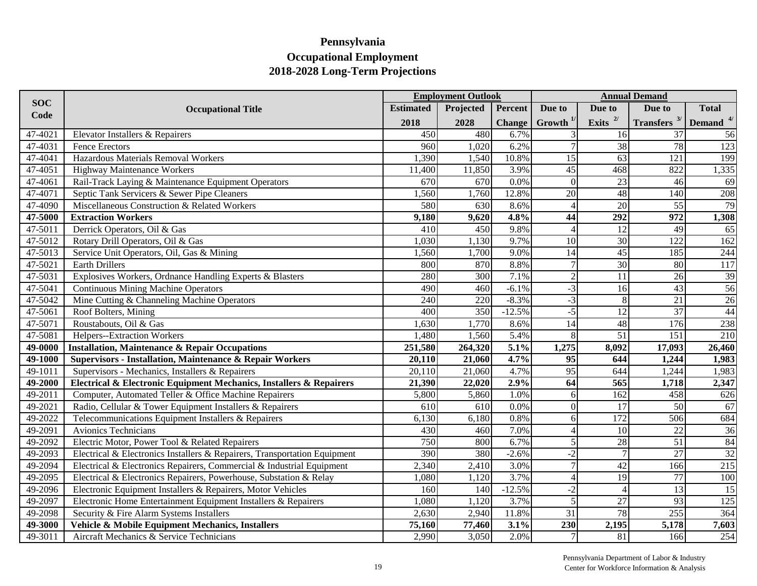# Pennsylvania

## Occupational Employment

## 2018-2028 Long-Term Projections

| SOC Code | Occupational Title | Employment Outlook | | | Annual Demand | | | |
|---|---|---|---|---|---|---|---|---|
| | | Estimated 2018 | Projected 2028 | Percent Change | Due to Growth [1/] | Due to Exits [2/] | Due to Transfers [3/] | Total Demand [4/] |
| 47-4021 | Elevator Installers & Repairers | 450 | 480 | 6.7% | 3 | 16 | 37 | 56 |
| 47-4031 | Fence Erectors | 960 | 1,020 | 6.2% | 7 | 38 | 78 | 123 |
| 47-4041 | Hazardous Materials Removal Workers | 1,390 | 1,540 | 10.8% | 15 | 63 | 121 | 199 |
| 47-4051 | Highway Maintenance Workers | 11,400 | 11,850 | 3.9% | 45 | 468 | 822 | 1,335 |
| 47-4061 | Rail-Track Laying & Maintenance Equipment Operators | 670 | 670 | 0.0% | 0 | 23 | 46 | 69 |
| 47-4071 | Septic Tank Servicers & Sewer Pipe Cleaners | 1,560 | 1,760 | 12.8% | 20 | 48 | 140 | 208 |
| 47-4090 | Miscellaneous Construction & Related Workers | 580 | 630 | 8.6% | 4 | 20 | 55 | 79 |
| **47-5000** | **Extraction Workers** | **9,180** | **9,620** | **4.8%** | **44** | **292** | **972** | **1,308** |
| 47-5011 | Derrick Operators, Oil & Gas | 410 | 450 | 9.8% | 4 | 12 | 49 | 65 |
| 47-5012 | Rotary Drill Operators, Oil & Gas | 1,030 | 1,130 | 9.7% | 10 | 30 | 122 | 162 |
| 47-5013 | Service Unit Operators, Oil, Gas & Mining | 1,560 | 1,700 | 9.0% | 14 | 45 | 185 | 244 |
| 47-5021 | Earth Drillers | 800 | 870 | 8.8% | 7 | 30 | 80 | 117 |
| 47-5031 | Explosives Workers, Ordnance Handling Experts & Blasters | 280 | 300 | 7.1% | 2 | 11 | 26 | 39 |
| 47-5041 | Continuous Mining Machine Operators | 490 | 460 | -6.1% | -3 | 16 | 43 | 56 |
| 47-5042 | Mine Cutting & Channeling Machine Operators | 240 | 220 | -8.3% | -3 | 8 | 21 | 26 |
| 47-5061 | Roof Bolters, Mining | 400 | 350 | -12.5% | -5 | 12 | 37 | 44 |
| 47-5071 | Roustabouts, Oil & Gas | 1,630 | 1,770 | 8.6% | 14 | 48 | 176 | 238 |
| 47-5081 | Helpers--Extraction Workers | 1,480 | 1,560 | 5.4% | 8 | 51 | 151 | 210 |
| **49-0000** | **Installation, Maintenance & Repair Occupations** | **251,580** | **264,320** | **5.1%** | **1,275** | **8,092** | **17,093** | **26,460** |
| **49-1000** | **Supervisors - Installation, Maintenance & Repair Workers** | **20,110** | **21,060** | **4.7%** | **95** | **644** | **1,244** | **1,983** |
| 49-1011 | Supervisors - Mechanics, Installers & Repairers | 20,110 | 21,060 | 4.7% | 95 | 644 | 1,244 | 1,983 |
| **49-2000** | **Electrical & Electronic Equipment Mechanics, Installers & Repairers** | **21,390** | **22,020** | **2.9%** | **64** | **565** | **1,718** | **2,347** |
| 49-2011 | Computer, Automated Teller & Office Machine Repairers | 5,800 | 5,860 | 1.0% | 6 | 162 | 458 | 626 |
| 49-2021 | Radio, Cellular & Tower Equipment Installers & Repairers | 610 | 610 | 0.0% | 0 | 17 | 50 | 67 |
| 49-2022 | Telecommunications Equipment Installers & Repairers | 6,130 | 6,180 | 0.8% | 6 | 172 | 506 | 684 |
| 49-2091 | Avionics Technicians | 430 | 460 | 7.0% | 4 | 10 | 22 | 36 |
| 49-2092 | Electric Motor, Power Tool & Related Repairers | 750 | 800 | 6.7% | 5 | 28 | 51 | 84 |
| 49-2093 | Electrical & Electronics Installers & Repairers, Transportation Equipment | 390 | 380 | -2.6% | -2 | 7 | 27 | 32 |
| 49-2094 | Electrical & Electronics Repairers, Commercial & Industrial Equipment | 2,340 | 2,410 | 3.0% | 7 | 42 | 166 | 215 |
| 49-2095 | Electrical & Electronics Repairers, Powerhouse, Substation & Relay | 1,080 | 1,120 | 3.7% | 4 | 19 | 77 | 100 |
| 49-2096 | Electronic Equipment Installers & Repairers, Motor Vehicles | 160 | 140 | -12.5% | -2 | 4 | 13 | 15 |
| 49-2097 | Electronic Home Entertainment Equipment Installers & Repairers | 1,080 | 1,120 | 3.7% | 5 | 27 | 93 | 125 |
| 49-2098 | Security & Fire Alarm Systems Installers | 2,630 | 2,940 | 11.8% | 31 | 78 | 255 | 364 |
| **49-3000** | **Vehicle & Mobile Equipment Mechanics, Installers** | **75,160** | **77,460** | **3.1%** | **230** | **2,195** | **5,178** | **7,603** |
| 49-3011 | Aircraft Mechanics & Service Technicians | 2,990 | 3,050 | 2.0% | 7 | 81 | 166 | 254 |

Pennsylvania Department of Labor & Industry
Center for Workforce Information & Analysis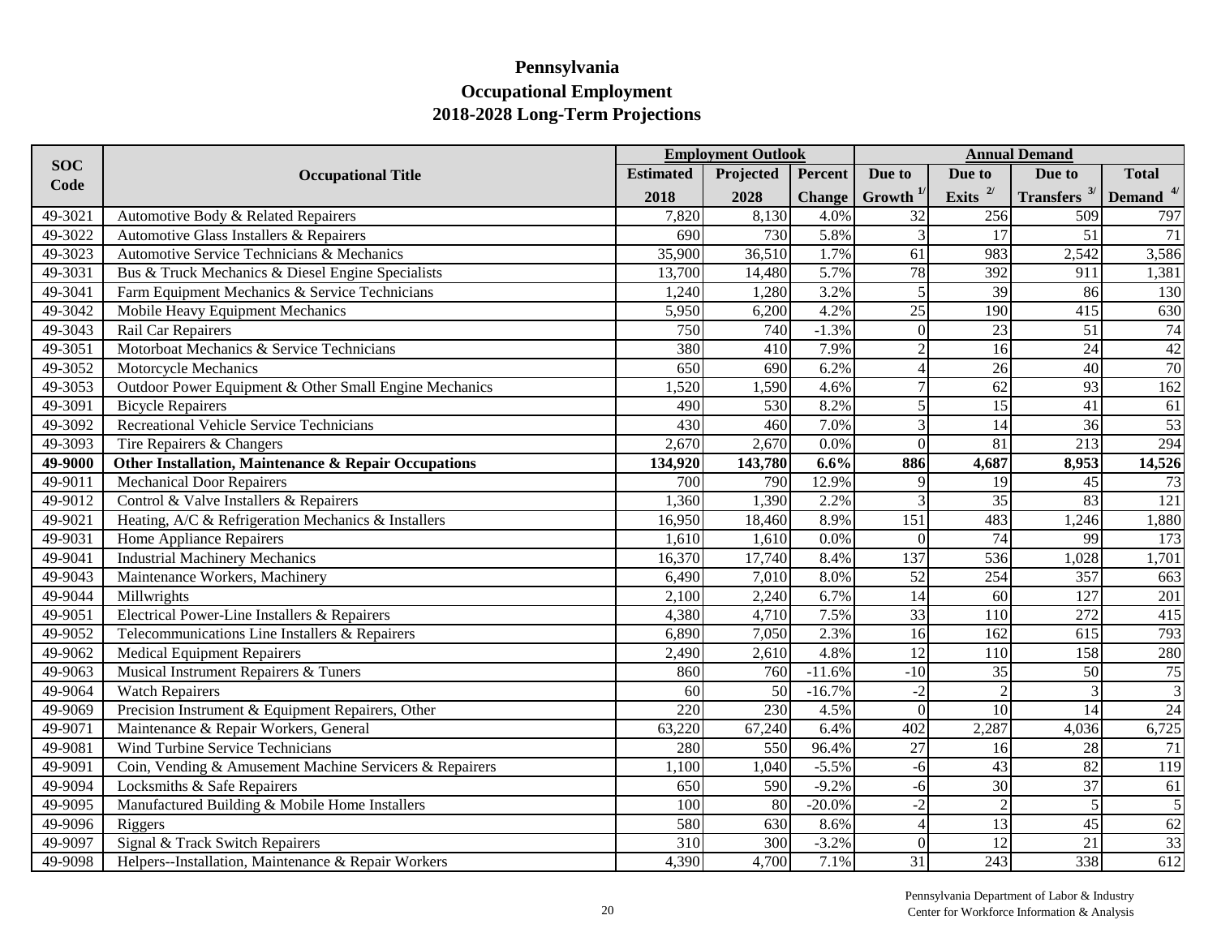# Pennsylvania
## Occupational Employment
## 2018-2028 Long-Term Projections

| SOC Code | Occupational Title | Employment Outlook | | | Annual Demand | | | |
|---|---|---|---|---|---|---|---|---|
| | | Estimated 2018 | Projected 2028 | Percent Change | Due to Growth [1/] | Due to Exits [2/] | Due to Transfers [3/] | Total Demand [4/] |
| 49-3021 | Automotive Body & Related Repairers | 7,820 | 8,130 | 4.0% | 32 | 256 | 509 | 797 |
| 49-3022 | Automotive Glass Installers & Repairers | 690 | 730 | 5.8% | 3 | 17 | 51 | 71 |
| 49-3023 | Automotive Service Technicians & Mechanics | 35,900 | 36,510 | 1.7% | 61 | 983 | 2,542 | 3,586 |
| 49-3031 | Bus & Truck Mechanics & Diesel Engine Specialists | 13,700 | 14,480 | 5.7% | 78 | 392 | 911 | 1,381 |
| 49-3041 | Farm Equipment Mechanics & Service Technicians | 1,240 | 1,280 | 3.2% | 5 | 39 | 86 | 130 |
| 49-3042 | Mobile Heavy Equipment Mechanics | 5,950 | 6,200 | 4.2% | 25 | 190 | 415 | 630 |
| 49-3043 | Rail Car Repairers | 750 | 740 | -1.3% | 0 | 23 | 51 | 74 |
| 49-3051 | Motorboat Mechanics & Service Technicians | 380 | 410 | 7.9% | 2 | 16 | 24 | 42 |
| 49-3052 | Motorcycle Mechanics | 650 | 690 | 6.2% | 4 | 26 | 40 | 70 |
| 49-3053 | Outdoor Power Equipment & Other Small Engine Mechanics | 1,520 | 1,590 | 4.6% | 7 | 62 | 93 | 162 |
| 49-3091 | Bicycle Repairers | 490 | 530 | 8.2% | 5 | 15 | 41 | 61 |
| 49-3092 | Recreational Vehicle Service Technicians | 430 | 460 | 7.0% | 3 | 14 | 36 | 53 |
| 49-3093 | Tire Repairers & Changers | 2,670 | 2,670 | 0.0% | 0 | 81 | 213 | 294 |
| **49-9000** | **Other Installation, Maintenance & Repair Occupations** | **134,920** | **143,780** | **6.6%** | **886** | **4,687** | **8,953** | **14,526** |
| 49-9011 | Mechanical Door Repairers | 700 | 790 | 12.9% | 9 | 19 | 45 | 73 |
| 49-9012 | Control & Valve Installers & Repairers | 1,360 | 1,390 | 2.2% | 3 | 35 | 83 | 121 |
| 49-9021 | Heating, A/C & Refrigeration Mechanics & Installers | 16,950 | 18,460 | 8.9% | 151 | 483 | 1,246 | 1,880 |
| 49-9031 | Home Appliance Repairers | 1,610 | 1,610 | 0.0% | 0 | 74 | 99 | 173 |
| 49-9041 | Industrial Machinery Mechanics | 16,370 | 17,740 | 8.4% | 137 | 536 | 1,028 | 1,701 |
| 49-9043 | Maintenance Workers, Machinery | 6,490 | 7,010 | 8.0% | 52 | 254 | 357 | 663 |
| 49-9044 | Millwrights | 2,100 | 2,240 | 6.7% | 14 | 60 | 127 | 201 |
| 49-9051 | Electrical Power-Line Installers & Repairers | 4,380 | 4,710 | 7.5% | 33 | 110 | 272 | 415 |
| 49-9052 | Telecommunications Line Installers & Repairers | 6,890 | 7,050 | 2.3% | 16 | 162 | 615 | 793 |
| 49-9062 | Medical Equipment Repairers | 2,490 | 2,610 | 4.8% | 12 | 110 | 158 | 280 |
| 49-9063 | Musical Instrument Repairers & Tuners | 860 | 760 | -11.6% | -10 | 35 | 50 | 75 |
| 49-9064 | Watch Repairers | 60 | 50 | -16.7% | -2 | 2 | 3 | 3 |
| 49-9069 | Precision Instrument & Equipment Repairers, Other | 220 | 230 | 4.5% | 0 | 10 | 14 | 24 |
| 49-9071 | Maintenance & Repair Workers, General | 63,220 | 67,240 | 6.4% | 402 | 2,287 | 4,036 | 6,725 |
| 49-9081 | Wind Turbine Service Technicians | 280 | 550 | 96.4% | 27 | 16 | 28 | 71 |
| 49-9091 | Coin, Vending & Amusement Machine Servicers & Repairers | 1,100 | 1,040 | -5.5% | -6 | 43 | 82 | 119 |
| 49-9094 | Locksmiths & Safe Repairers | 650 | 590 | -9.2% | -6 | 30 | 37 | 61 |
| 49-9095 | Manufactured Building & Mobile Home Installers | 100 | 80 | -20.0% | -2 | 2 | 5 | 5 |
| 49-9096 | Riggers | 580 | 630 | 8.6% | 4 | 13 | 45 | 62 |
| 49-9097 | Signal & Track Switch Repairers | 310 | 300 | -3.2% | 0 | 12 | 21 | 33 |
| 49-9098 | Helpers--Installation, Maintenance & Repair Workers | 4,390 | 4,700 | 7.1% | 31 | 243 | 338 | 612 |

Pennsylvania Department of Labor & Industry
Center for Workforce Information & Analysis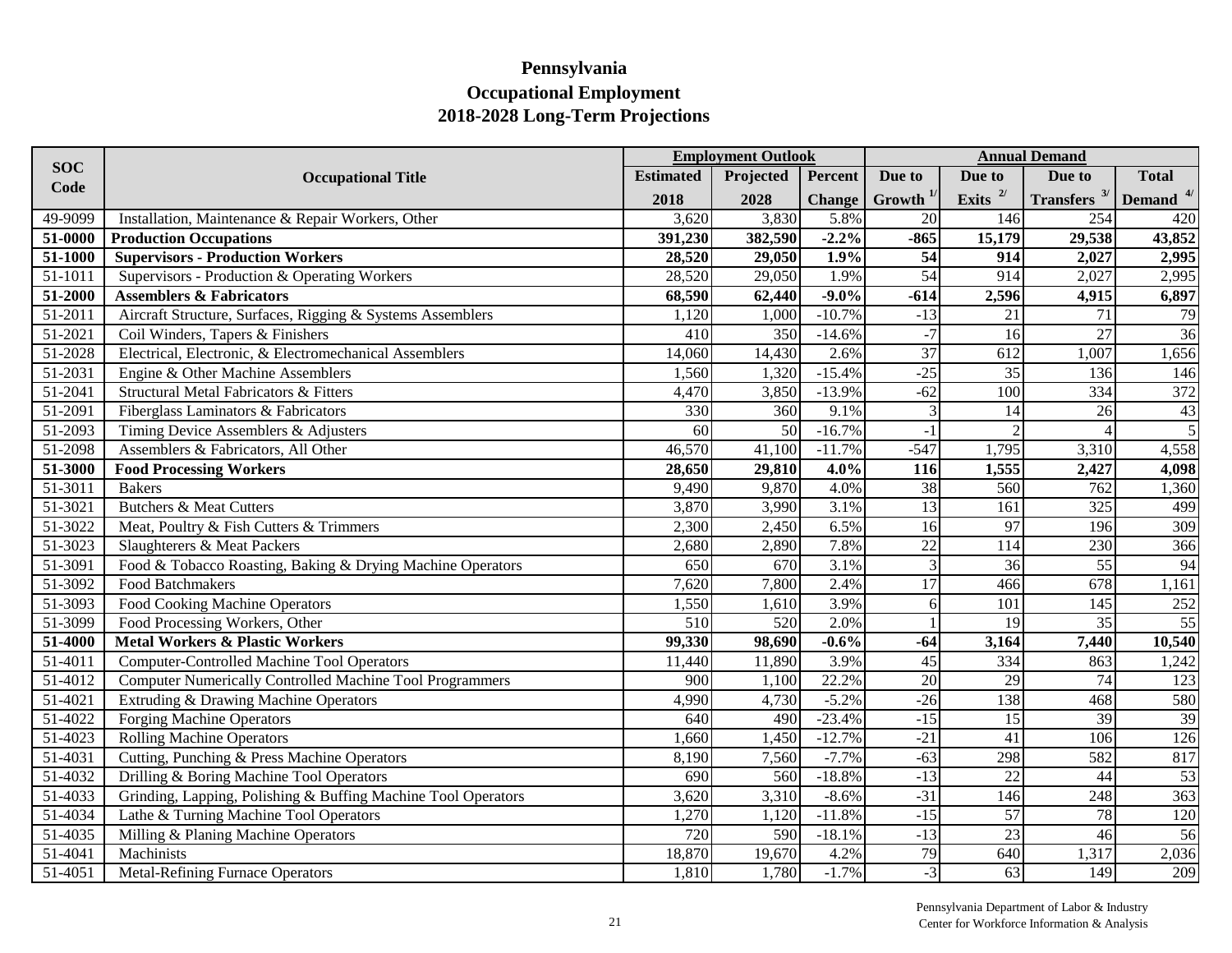# Pennsylvania
## Occupational Employment
## 2018-2028 Long-Term Projections

| SOC Code | Occupational Title | Employment Outlook | | | Annual Demand | | | |
|---|---|---|---|---|---|---|---|---|
| | | Estimated 2018 | Projected 2028 | Percent Change | Due to Growth [1/] | Due to Exits [2/] | Due to Transfers [3/] | Total Demand [4/] |
| 49-9099 | Installation, Maintenance & Repair Workers, Other | 3,620 | 3,830 | 5.8% | 20 | 146 | 254 | 420 |
| **51-0000** | **Production Occupations** | **391,230** | **382,590** | **-2.2%** | **-865** | **15,179** | **29,538** | **43,852** |
| **51-1000** | **Supervisors - Production Workers** | **28,520** | **29,050** | **1.9%** | **54** | **914** | **2,027** | **2,995** |
| 51-1011 | Supervisors - Production & Operating Workers | 28,520 | 29,050 | 1.9% | 54 | 914 | 2,027 | 2,995 |
| **51-2000** | **Assemblers & Fabricators** | **68,590** | **62,440** | **-9.0%** | **-614** | **2,596** | **4,915** | **6,897** |
| 51-2011 | Aircraft Structure, Surfaces, Rigging & Systems Assemblers | 1,120 | 1,000 | -10.7% | -13 | 21 | 71 | 79 |
| 51-2021 | Coil Winders, Tapers & Finishers | 410 | 350 | -14.6% | -7 | 16 | 27 | 36 |
| 51-2028 | Electrical, Electronic, & Electromechanical Assemblers | 14,060 | 14,430 | 2.6% | 37 | 612 | 1,007 | 1,656 |
| 51-2031 | Engine & Other Machine Assemblers | 1,560 | 1,320 | -15.4% | -25 | 35 | 136 | 146 |
| 51-2041 | Structural Metal Fabricators & Fitters | 4,470 | 3,850 | -13.9% | -62 | 100 | 334 | 372 |
| 51-2091 | Fiberglass Laminators & Fabricators | 330 | 360 | 9.1% | 3 | 14 | 26 | 43 |
| 51-2093 | Timing Device Assemblers & Adjusters | 60 | 50 | -16.7% | -1 | 2 | 4 | 5 |
| 51-2098 | Assemblers & Fabricators, All Other | 46,570 | 41,100 | -11.7% | -547 | 1,795 | 3,310 | 4,558 |
| **51-3000** | **Food Processing Workers** | **28,650** | **29,810** | **4.0%** | **116** | **1,555** | **2,427** | **4,098** |
| 51-3011 | Bakers | 9,490 | 9,870 | 4.0% | 38 | 560 | 762 | 1,360 |
| 51-3021 | Butchers & Meat Cutters | 3,870 | 3,990 | 3.1% | 13 | 161 | 325 | 499 |
| 51-3022 | Meat, Poultry & Fish Cutters & Trimmers | 2,300 | 2,450 | 6.5% | 16 | 97 | 196 | 309 |
| 51-3023 | Slaughterers & Meat Packers | 2,680 | 2,890 | 7.8% | 22 | 114 | 230 | 366 |
| 51-3091 | Food & Tobacco Roasting, Baking & Drying Machine Operators | 650 | 670 | 3.1% | 3 | 36 | 55 | 94 |
| 51-3092 | Food Batchmakers | 7,620 | 7,800 | 2.4% | 17 | 466 | 678 | 1,161 |
| 51-3093 | Food Cooking Machine Operators | 1,550 | 1,610 | 3.9% | 6 | 101 | 145 | 252 |
| 51-3099 | Food Processing Workers, Other | 510 | 520 | 2.0% | 1 | 19 | 35 | 55 |
| **51-4000** | **Metal Workers & Plastic Workers** | **99,330** | **98,690** | **-0.6%** | **-64** | **3,164** | **7,440** | **10,540** |
| 51-4011 | Computer-Controlled Machine Tool Operators | 11,440 | 11,890 | 3.9% | 45 | 334 | 863 | 1,242 |
| 51-4012 | Computer Numerically Controlled Machine Tool Programmers | 900 | 1,100 | 22.2% | 20 | 29 | 74 | 123 |
| 51-4021 | Extruding & Drawing Machine Operators | 4,990 | 4,730 | -5.2% | -26 | 138 | 468 | 580 |
| 51-4022 | Forging Machine Operators | 640 | 490 | -23.4% | -15 | 15 | 39 | 39 |
| 51-4023 | Rolling Machine Operators | 1,660 | 1,450 | -12.7% | -21 | 41 | 106 | 126 |
| 51-4031 | Cutting, Punching & Press Machine Operators | 8,190 | 7,560 | -7.7% | -63 | 298 | 582 | 817 |
| 51-4032 | Drilling & Boring Machine Tool Operators | 690 | 560 | -18.8% | -13 | 22 | 44 | 53 |
| 51-4033 | Grinding, Lapping, Polishing & Buffing Machine Tool Operators | 3,620 | 3,310 | -8.6% | -31 | 146 | 248 | 363 |
| 51-4034 | Lathe & Turning Machine Tool Operators | 1,270 | 1,120 | -11.8% | -15 | 57 | 78 | 120 |
| 51-4035 | Milling & Planing Machine Operators | 720 | 590 | -18.1% | -13 | 23 | 46 | 56 |
| 51-4041 | Machinists | 18,870 | 19,670 | 4.2% | 79 | 640 | 1,317 | 2,036 |
| 51-4051 | Metal-Refining Furnace Operators | 1,810 | 1,780 | -1.7% | -3 | 63 | 149 | 209 |

Pennsylvania Department of Labor & Industry
Center for Workforce Information & Analysis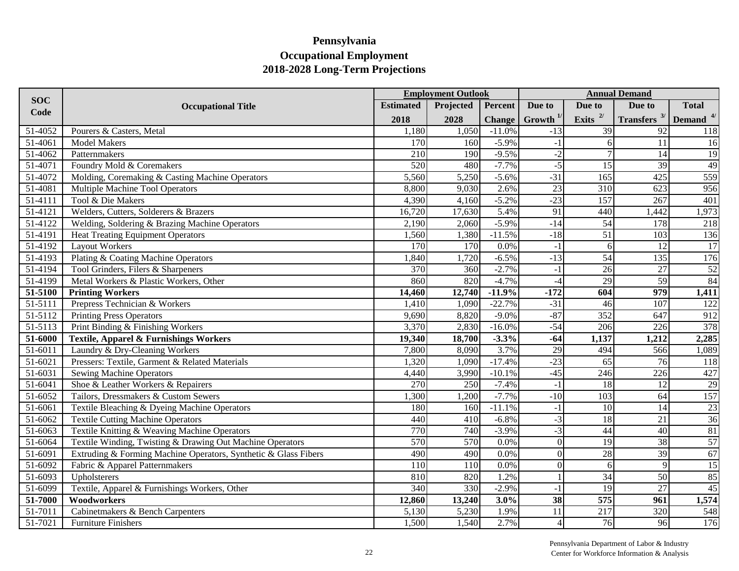# Pennsylvania
## Occupational Employment
## 2018-2028 Long-Term Projections

| SOC Code | Occupational Title | Employment Outlook | | | Annual Demand | | | |
|---|---|---|---|---|---|---|---|---|
| | | Estimated 2018 | Projected 2028 | Percent Change | Due to Growth [1/] | Due to Exits [2/] | Due to Transfers [3/] | Total Demand [4/] |
| 51-4052 | Pourers & Casters, Metal | 1,180 | 1,050 | -11.0% | -13 | 39 | 92 | 118 |
| 51-4061 | Model Makers | 170 | 160 | -5.9% | -1 | 6 | 11 | 16 |
| 51-4062 | Patternmakers | 210 | 190 | -9.5% | -2 | 7 | 14 | 19 |
| 51-4071 | Foundry Mold & Coremakers | 520 | 480 | -7.7% | -5 | 15 | 39 | 49 |
| 51-4072 | Molding, Coremaking & Casting Machine Operators | 5,560 | 5,250 | -5.6% | -31 | 165 | 425 | 559 |
| 51-4081 | Multiple Machine Tool Operators | 8,800 | 9,030 | 2.6% | 23 | 310 | 623 | 956 |
| 51-4111 | Tool & Die Makers | 4,390 | 4,160 | -5.2% | -23 | 157 | 267 | 401 |
| 51-4121 | Welders, Cutters, Solderers & Brazers | 16,720 | 17,630 | 5.4% | 91 | 440 | 1,442 | 1,973 |
| 51-4122 | Welding, Soldering & Brazing Machine Operators | 2,190 | 2,060 | -5.9% | -14 | 54 | 178 | 218 |
| 51-4191 | Heat Treating Equipment Operators | 1,560 | 1,380 | -11.5% | -18 | 51 | 103 | 136 |
| 51-4192 | Layout Workers | 170 | 170 | 0.0% | -1 | 6 | 12 | 17 |
| 51-4193 | Plating & Coating Machine Operators | 1,840 | 1,720 | -6.5% | -13 | 54 | 135 | 176 |
| 51-4194 | Tool Grinders, Filers & Sharpeners | 370 | 360 | -2.7% | -1 | 26 | 27 | 52 |
| 51-4199 | Metal Workers & Plastic Workers, Other | 860 | 820 | -4.7% | -4 | 29 | 59 | 84 |
| **51-5100** | **Printing Workers** | **14,460** | **12,740** | **-11.9%** | **-172** | **604** | **979** | **1,411** |
| 51-5111 | Prepress Technician & Workers | 1,410 | 1,090 | -22.7% | -31 | 46 | 107 | 122 |
| 51-5112 | Printing Press Operators | 9,690 | 8,820 | -9.0% | -87 | 352 | 647 | 912 |
| 51-5113 | Print Binding & Finishing Workers | 3,370 | 2,830 | -16.0% | -54 | 206 | 226 | 378 |
| **51-6000** | **Textile, Apparel & Furnishings Workers** | **19,340** | **18,700** | **-3.3%** | **-64** | **1,137** | **1,212** | **2,285** |
| 51-6011 | Laundry & Dry-Cleaning Workers | 7,800 | 8,090 | 3.7% | 29 | 494 | 566 | 1,089 |
| 51-6021 | Pressers: Textile, Garment & Related Materials | 1,320 | 1,090 | -17.4% | -23 | 65 | 76 | 118 |
| 51-6031 | Sewing Machine Operators | 4,440 | 3,990 | -10.1% | -45 | 246 | 226 | 427 |
| 51-6041 | Shoe & Leather Workers & Repairers | 270 | 250 | -7.4% | -1 | 18 | 12 | 29 |
| 51-6052 | Tailors, Dressmakers & Custom Sewers | 1,300 | 1,200 | -7.7% | -10 | 103 | 64 | 157 |
| 51-6061 | Textile Bleaching & Dyeing Machine Operators | 180 | 160 | -11.1% | -1 | 10 | 14 | 23 |
| 51-6062 | Textile Cutting Machine Operators | 440 | 410 | -6.8% | -3 | 18 | 21 | 36 |
| 51-6063 | Textile Knitting & Weaving Machine Operators | 770 | 740 | -3.9% | -3 | 44 | 40 | 81 |
| 51-6064 | Textile Winding, Twisting & Drawing Out Machine Operators | 570 | 570 | 0.0% | 0 | 19 | 38 | 57 |
| 51-6091 | Extruding & Forming Machine Operators, Synthetic & Glass Fibers | 490 | 490 | 0.0% | 0 | 28 | 39 | 67 |
| 51-6092 | Fabric & Apparel Patternmakers | 110 | 110 | 0.0% | 0 | 6 | 9 | 15 |
| 51-6093 | Upholsterers | 810 | 820 | 1.2% | 1 | 34 | 50 | 85 |
| 51-6099 | Textile, Apparel & Furnishings Workers, Other | 340 | 330 | -2.9% | -1 | 19 | 27 | 45 |
| **51-7000** | **Woodworkers** | **12,860** | **13,240** | **3.0%** | **38** | **575** | **961** | **1,574** |
| 51-7011 | Cabinetmakers & Bench Carpenters | 5,130 | 5,230 | 1.9% | 11 | 217 | 320 | 548 |
| 51-7021 | Furniture Finishers | 1,500 | 1,540 | 2.7% | 4 | 76 | 96 | 176 |

Pennsylvania Department of Labor & Industry
Center for Workforce Information & Analysis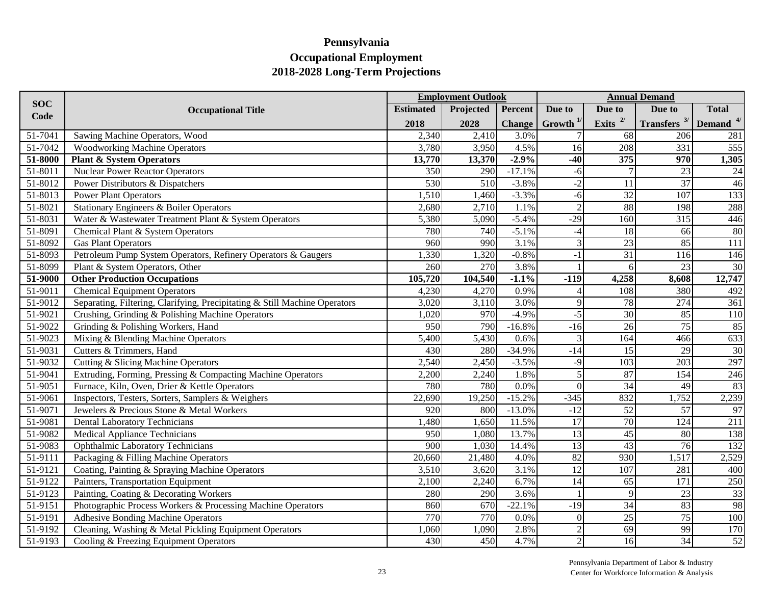# Pennsylvania
## Occupational Employment
## 2018-2028 Long-Term Projections

| SOC Code | Occupational Title | Employment Outlook | | | Annual Demand | | | |
|---|---|---|---|---|---|---|---|---|
| | | Estimated 2018 | Projected 2028 | Percent Change | Due to Growth [1/] | Due to Exits [2/] | Due to Transfers [3/] | Total Demand [4/] |
| 51-7041 | Sawing Machine Operators, Wood | 2,340 | 2,410 | 3.0% | 7 | 68 | 206 | 281 |
| 51-7042 | Woodworking Machine Operators | 3,780 | 3,950 | 4.5% | 16 | 208 | 331 | 555 |
| **51-8000** | **Plant & System Operators** | **13,770** | **13,370** | **-2.9%** | **-40** | **375** | **970** | **1,305** |
| 51-8011 | Nuclear Power Reactor Operators | 350 | 290 | -17.1% | -6 | 7 | 23 | 24 |
| 51-8012 | Power Distributors & Dispatchers | 530 | 510 | -3.8% | -2 | 11 | 37 | 46 |
| 51-8013 | Power Plant Operators | 1,510 | 1,460 | -3.3% | -6 | 32 | 107 | 133 |
| 51-8021 | Stationary Engineers & Boiler Operators | 2,680 | 2,710 | 1.1% | 2 | 88 | 198 | 288 |
| 51-8031 | Water & Wastewater Treatment Plant & System Operators | 5,380 | 5,090 | -5.4% | -29 | 160 | 315 | 446 |
| 51-8091 | Chemical Plant & System Operators | 780 | 740 | -5.1% | -4 | 18 | 66 | 80 |
| 51-8092 | Gas Plant Operators | 960 | 990 | 3.1% | 3 | 23 | 85 | 111 |
| 51-8093 | Petroleum Pump System Operators, Refinery Operators & Gaugers | 1,330 | 1,320 | -0.8% | -1 | 31 | 116 | 146 |
| 51-8099 | Plant & System Operators, Other | 260 | 270 | 3.8% | 1 | 6 | 23 | 30 |
| **51-9000** | **Other Production Occupations** | **105,720** | **104,540** | **-1.1%** | **-119** | **4,258** | **8,608** | **12,747** |
| 51-9011 | Chemical Equipment Operators | 4,230 | 4,270 | 0.9% | 4 | 108 | 380 | 492 |
| 51-9012 | Separating, Filtering, Clarifying, Precipitating & Still Machine Operators | 3,020 | 3,110 | 3.0% | 9 | 78 | 274 | 361 |
| 51-9021 | Crushing, Grinding & Polishing Machine Operators | 1,020 | 970 | -4.9% | -5 | 30 | 85 | 110 |
| 51-9022 | Grinding & Polishing Workers, Hand | 950 | 790 | -16.8% | -16 | 26 | 75 | 85 |
| 51-9023 | Mixing & Blending Machine Operators | 5,400 | 5,430 | 0.6% | 3 | 164 | 466 | 633 |
| 51-9031 | Cutters & Trimmers, Hand | 430 | 280 | -34.9% | -14 | 15 | 29 | 30 |
| 51-9032 | Cutting & Slicing Machine Operators | 2,540 | 2,450 | -3.5% | -9 | 103 | 203 | 297 |
| 51-9041 | Extruding, Forming, Pressing & Compacting Machine Operators | 2,200 | 2,240 | 1.8% | 5 | 87 | 154 | 246 |
| 51-9051 | Furnace, Kiln, Oven, Drier & Kettle Operators | 780 | 780 | 0.0% | 0 | 34 | 49 | 83 |
| 51-9061 | Inspectors, Testers, Sorters, Samplers & Weighers | 22,690 | 19,250 | -15.2% | -345 | 832 | 1,752 | 2,239 |
| 51-9071 | Jewelers & Precious Stone & Metal Workers | 920 | 800 | -13.0% | -12 | 52 | 57 | 97 |
| 51-9081 | Dental Laboratory Technicians | 1,480 | 1,650 | 11.5% | 17 | 70 | 124 | 211 |
| 51-9082 | Medical Appliance Technicians | 950 | 1,080 | 13.7% | 13 | 45 | 80 | 138 |
| 51-9083 | Ophthalmic Laboratory Technicians | 900 | 1,030 | 14.4% | 13 | 43 | 76 | 132 |
| 51-9111 | Packaging & Filling Machine Operators | 20,660 | 21,480 | 4.0% | 82 | 930 | 1,517 | 2,529 |
| 51-9121 | Coating, Painting & Spraying Machine Operators | 3,510 | 3,620 | 3.1% | 12 | 107 | 281 | 400 |
| 51-9122 | Painters, Transportation Equipment | 2,100 | 2,240 | 6.7% | 14 | 65 | 171 | 250 |
| 51-9123 | Painting, Coating & Decorating Workers | 280 | 290 | 3.6% | 1 | 9 | 23 | 33 |
| 51-9151 | Photographic Process Workers & Processing Machine Operators | 860 | 670 | -22.1% | -19 | 34 | 83 | 98 |
| 51-9191 | Adhesive Bonding Machine Operators | 770 | 770 | 0.0% | 0 | 25 | 75 | 100 |
| 51-9192 | Cleaning, Washing & Metal Pickling Equipment Operators | 1,060 | 1,090 | 2.8% | 2 | 69 | 99 | 170 |
| 51-9193 | Cooling & Freezing Equipment Operators | 430 | 450 | 4.7% | 2 | 16 | 34 | 52 |

Pennsylvania Department of Labor & Industry
Center for Workforce Information & Analysis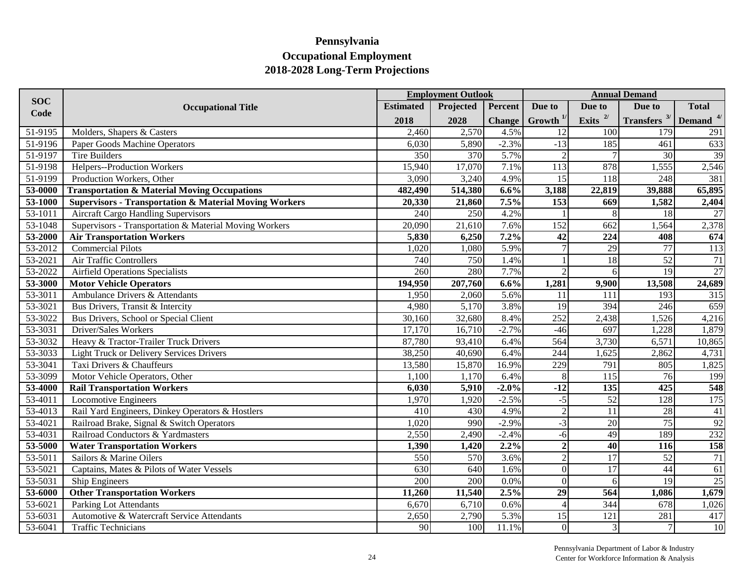# Pennsylvania
## Occupational Employment
## 2018-2028 Long-Term Projections

| SOC Code | Occupational Title | Employment Outlook | | | Annual Demand | | | |
|---|---|---|---|---|---|---|---|---|
| | | Estimated 2018 | Projected 2028 | Percent Change | Due to Growth [1/] | Due to Exits [2/] | Due to Transfers [3/] | Total Demand [4/] |
| 51-9195 | Molders, Shapers & Casters | 2,460 | 2,570 | 4.5% | 12 | 100 | 179 | 291 |
| 51-9196 | Paper Goods Machine Operators | 6,030 | 5,890 | -2.3% | -13 | 185 | 461 | 633 |
| 51-9197 | Tire Builders | 350 | 370 | 5.7% | 2 | 7 | 30 | 39 |
| 51-9198 | Helpers--Production Workers | 15,940 | 17,070 | 7.1% | 113 | 878 | 1,555 | 2,546 |
| 51-9199 | Production Workers, Other | 3,090 | 3,240 | 4.9% | 15 | 118 | 248 | 381 |
| **53-0000** | **Transportation & Material Moving Occupations** | **482,490** | **514,380** | **6.6%** | **3,188** | **22,819** | **39,888** | **65,895** |
| **53-1000** | **Supervisors - Transportation & Material Moving Workers** | **20,330** | **21,860** | **7.5%** | **153** | **669** | **1,582** | **2,404** |
| 53-1011 | Aircraft Cargo Handling Supervisors | 240 | 250 | 4.2% | 1 | 8 | 18 | 27 |
| 53-1048 | Supervisors - Transportation & Material Moving Workers | 20,090 | 21,610 | 7.6% | 152 | 662 | 1,564 | 2,378 |
| **53-2000** | **Air Transportation Workers** | **5,830** | **6,250** | **7.2%** | **42** | **224** | **408** | **674** |
| 53-2012 | Commercial Pilots | 1,020 | 1,080 | 5.9% | 7 | 29 | 77 | 113 |
| 53-2021 | Air Traffic Controllers | 740 | 750 | 1.4% | 1 | 18 | 52 | 71 |
| 53-2022 | Airfield Operations Specialists | 260 | 280 | 7.7% | 2 | 6 | 19 | 27 |
| **53-3000** | **Motor Vehicle Operators** | **194,950** | **207,760** | **6.6%** | **1,281** | **9,900** | **13,508** | **24,689** |
| 53-3011 | Ambulance Drivers & Attendants | 1,950 | 2,060 | 5.6% | 11 | 111 | 193 | 315 |
| 53-3021 | Bus Drivers, Transit & Intercity | 4,980 | 5,170 | 3.8% | 19 | 394 | 246 | 659 |
| 53-3022 | Bus Drivers, School or Special Client | 30,160 | 32,680 | 8.4% | 252 | 2,438 | 1,526 | 4,216 |
| 53-3031 | Driver/Sales Workers | 17,170 | 16,710 | -2.7% | -46 | 697 | 1,228 | 1,879 |
| 53-3032 | Heavy & Tractor-Trailer Truck Drivers | 87,780 | 93,410 | 6.4% | 564 | 3,730 | 6,571 | 10,865 |
| 53-3033 | Light Truck or Delivery Services Drivers | 38,250 | 40,690 | 6.4% | 244 | 1,625 | 2,862 | 4,731 |
| 53-3041 | Taxi Drivers & Chauffeurs | 13,580 | 15,870 | 16.9% | 229 | 791 | 805 | 1,825 |
| 53-3099 | Motor Vehicle Operators, Other | 1,100 | 1,170 | 6.4% | 8 | 115 | 76 | 199 |
| **53-4000** | **Rail Transportation Workers** | **6,030** | **5,910** | **-2.0%** | **-12** | **135** | **425** | **548** |
| 53-4011 | Locomotive Engineers | 1,970 | 1,920 | -2.5% | -5 | 52 | 128 | 175 |
| 53-4013 | Rail Yard Engineers, Dinkey Operators & Hostlers | 410 | 430 | 4.9% | 2 | 11 | 28 | 41 |
| 53-4021 | Railroad Brake, Signal & Switch Operators | 1,020 | 990 | -2.9% | -3 | 20 | 75 | 92 |
| 53-4031 | Railroad Conductors & Yardmasters | 2,550 | 2,490 | -2.4% | -6 | 49 | 189 | 232 |
| **53-5000** | **Water Transportation Workers** | **1,390** | **1,420** | **2.2%** | **2** | **40** | **116** | **158** |
| 53-5011 | Sailors & Marine Oilers | 550 | 570 | 3.6% | 2 | 17 | 52 | 71 |
| 53-5021 | Captains, Mates & Pilots of Water Vessels | 630 | 640 | 1.6% | 0 | 17 | 44 | 61 |
| 53-5031 | Ship Engineers | 200 | 200 | 0.0% | 0 | 6 | 19 | 25 |
| **53-6000** | **Other Transportation Workers** | **11,260** | **11,540** | **2.5%** | **29** | **564** | **1,086** | **1,679** |
| 53-6021 | Parking Lot Attendants | 6,670 | 6,710 | 0.6% | 4 | 344 | 678 | 1,026 |
| 53-6031 | Automotive & Watercraft Service Attendants | 2,650 | 2,790 | 5.3% | 15 | 121 | 281 | 417 |
| 53-6041 | Traffic Technicians | 90 | 100 | 11.1% | 0 | 3 | 7 | 10 |

Pennsylvania Department of Labor & Industry
Center for Workforce Information & Analysis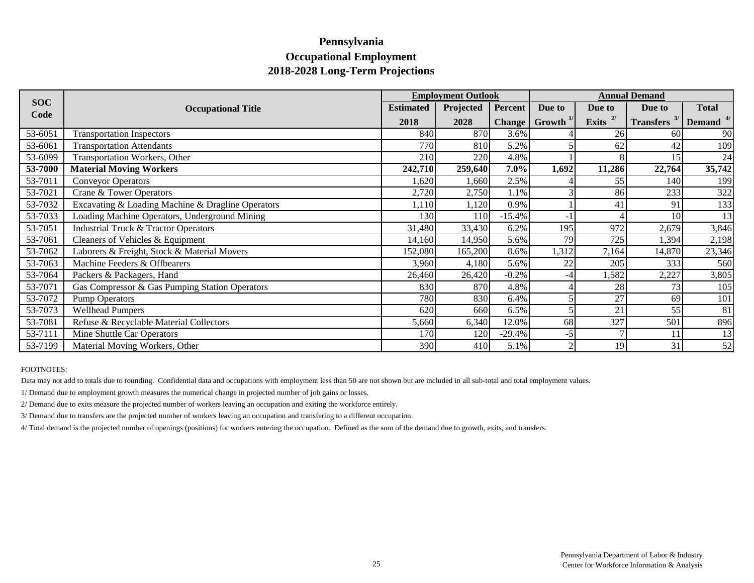# Pennsylvania
## Occupational Employment
## 2018-2028 Long-Term Projections

| SOC Code | Occupational Title | Employment Outlook | | | Annual Demand | | | |
|---|---|---|---|---|---|---|---|---|
| | | Estimated 2018 | Projected 2028 | Percent Change | Due to Growth [1/] | Due to Exits [2/] | Due to Transfers [3/] | Total Demand [4/] |
| 53-6051 | Transportation Inspectors | 840 | 870 | 3.6% | 4 | 26 | 60 | 90 |
| 53-6061 | Transportation Attendants | 770 | 810 | 5.2% | 5 | 62 | 42 | 109 |
| 53-6099 | Transportation Workers, Other | 210 | 220 | 4.8% | 1 | 8 | 15 | 24 |
| **53-7000** | **Material Moving Workers** | **242,710** | **259,640** | **7.0%** | **1,692** | **11,286** | **22,764** | **35,742** |
| 53-7011 | Conveyor Operators | 1,620 | 1,660 | 2.5% | 4 | 55 | 140 | 199 |
| 53-7021 | Crane & Tower Operators | 2,720 | 2,750 | 1.1% | 3 | 86 | 233 | 322 |
| 53-7032 | Excavating & Loading Machine & Dragline Operators | 1,110 | 1,120 | 0.9% | 1 | 41 | 91 | 133 |
| 53-7033 | Loading Machine Operators, Underground Mining | 130 | 110 | -15.4% | -1 | 4 | 10 | 13 |
| 53-7051 | Industrial Truck & Tractor Operators | 31,480 | 33,430 | 6.2% | 195 | 972 | 2,679 | 3,846 |
| 53-7061 | Cleaners of Vehicles & Equipment | 14,160 | 14,950 | 5.6% | 79 | 725 | 1,394 | 2,198 |
| 53-7062 | Laborers & Freight, Stock & Material Movers | 152,080 | 165,200 | 8.6% | 1,312 | 7,164 | 14,870 | 23,346 |
| 53-7063 | Machine Feeders & Offbearers | 3,960 | 4,180 | 5.6% | 22 | 205 | 333 | 560 |
| 53-7064 | Packers & Packagers, Hand | 26,460 | 26,420 | -0.2% | -4 | 1,582 | 2,227 | 3,805 |
| 53-7071 | Gas Compressor & Gas Pumping Station Operators | 830 | 870 | 4.8% | 4 | 28 | 73 | 105 |
| 53-7072 | Pump Operators | 780 | 830 | 6.4% | 5 | 27 | 69 | 101 |
| 53-7073 | Wellhead Pumpers | 620 | 660 | 6.5% | 5 | 21 | 55 | 81 |
| 53-7081 | Refuse & Recyclable Material Collectors | 5,660 | 6,340 | 12.0% | 68 | 327 | 501 | 896 |
| 53-7111 | Mine Shuttle Car Operators | 170 | 120 | -29.4% | -5 | 7 | 11 | 13 |
| 53-7199 | Material Moving Workers, Other | 390 | 410 | 5.1% | 2 | 19 | 31 | 52 |

FOOTNOTES:

Data may not add to totals due to rounding. Confidential data and occupations with employment less than 50 are not shown but are included in all sub-total and total employment values.

1/ Demand due to employment growth measures the numerical change in projected number of job gains or losses.

2/ Demand due to exits measure the projected number of workers leaving an occupation and exiting the workforce entirely.

3/ Demand due to transfers are the projected number of workers leaving an occupation and transfering to a different occupation.

4/ Total demand is the projected number of openings (positions) for workers entering the occupation. Defined as the sum of the demand due to growth, exits, and transfers.

Pennsylvania Department of Labor & Industry
Center for Workforce Information & Analysis